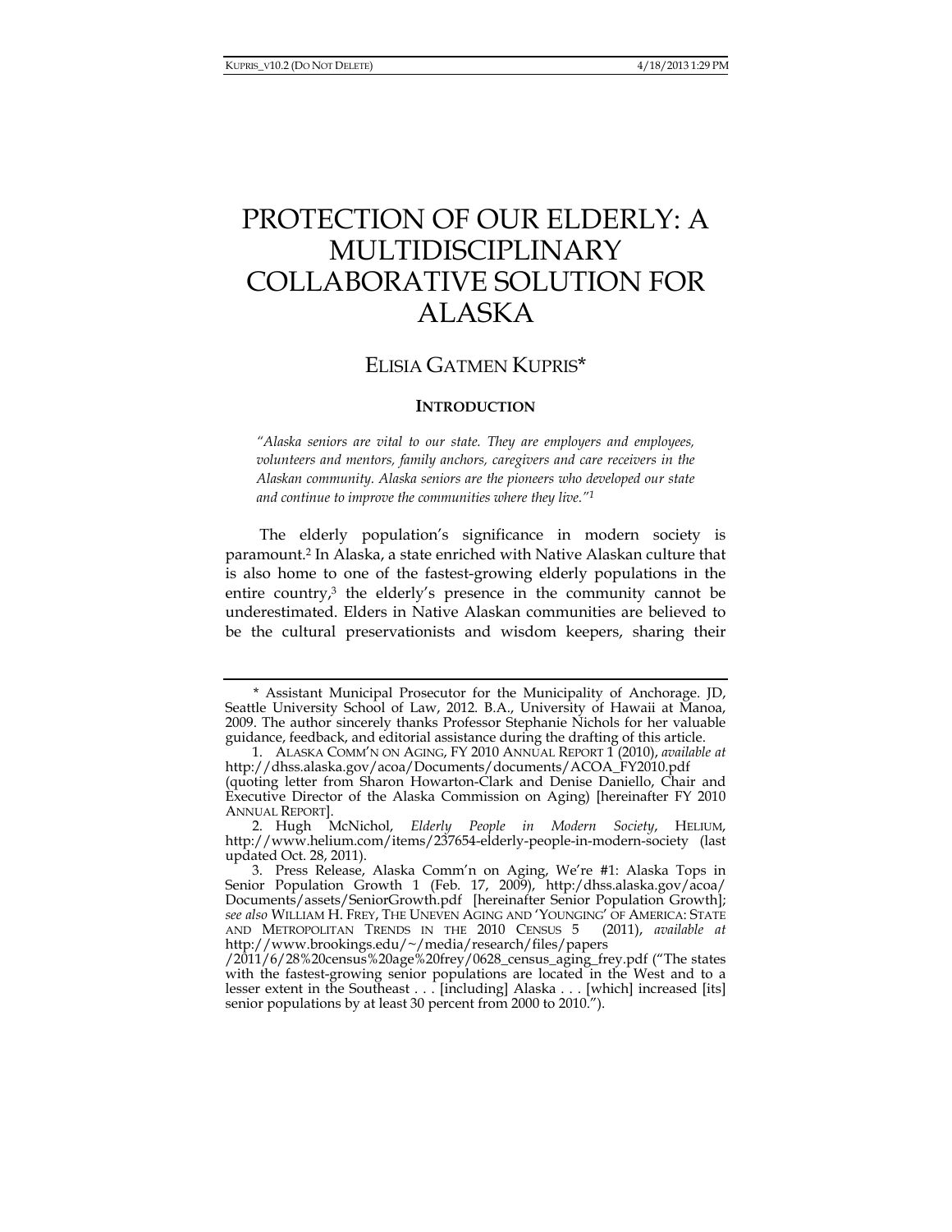# PROTECTION OF OUR ELDERLY: A MULTIDISCIPLINARY COLLABORATIVE SOLUTION FOR ALASKA

ELISIA GATMEN KUPRIS*

## INTRODUCTION

*"Alaska seniors are vital to our state. They are employers and employees, volunteers and mentors, family anchors, caregivers and care receivers in the Alaskan community. Alaska seniors are the pioneers who developed our state and continue to improve the communities where they live."*[1]

The elderly population's significance in modern society is paramount.[2] In Alaska, a state enriched with Native Alaskan culture that is also home to one of the fastest-growing elderly populations in the entire country,[3] the elderly's presence in the community cannot be underestimated. Elders in Native Alaskan communities are believed to be the cultural preservationists and wisdom keepers, sharing their

---

\* Assistant Municipal Prosecutor for the Municipality of Anchorage. JD, Seattle University School of Law, 2012. B.A., University of Hawaii at Manoa, 2009. The author sincerely thanks Professor Stephanie Nichols for her valuable guidance, feedback, and editorial assistance during the drafting of this article.

1. ALASKA COMM'N ON AGING, FY 2010 ANNUAL REPORT 1 (2010), *available at* http://dhss.alaska.gov/acoa/Documents/documents/ACOA_FY2010.pdf (quoting letter from Sharon Howarton-Clark and Denise Daniello, Chair and Executive Director of the Alaska Commission on Aging) [hereinafter FY 2010 ANNUAL REPORT].

2. Hugh McNichol, *Elderly People in Modern Society*, HELIUM, http://www.helium.com/items/237654-elderly-people-in-modern-society (last updated Oct. 28, 2011).

3. Press Release, Alaska Comm'n on Aging, We're #1: Alaska Tops in Senior Population Growth 1 (Feb. 17, 2009), http:/dhss.alaska.gov/acoa/Documents/assets/SeniorGrowth.pdf [hereinafter Senior Population Growth]; *see also* WILLIAM H. FREY, THE UNEVEN AGING AND 'YOUNGING' OF AMERICA: STATE AND METROPOLITAN TRENDS IN THE 2010 CENSUS 5 (2011), *available at* http://www.brookings.edu/~/media/research/files/papers/2011/6/28%20census%20age%20frey/0628_census_aging_frey.pdf ("The states with the fastest-growing senior populations are located in the West and to a lesser extent in the Southeast . . . [including] Alaska . . . [which] increased [its] senior populations by at least 30 percent from 2000 to 2010.").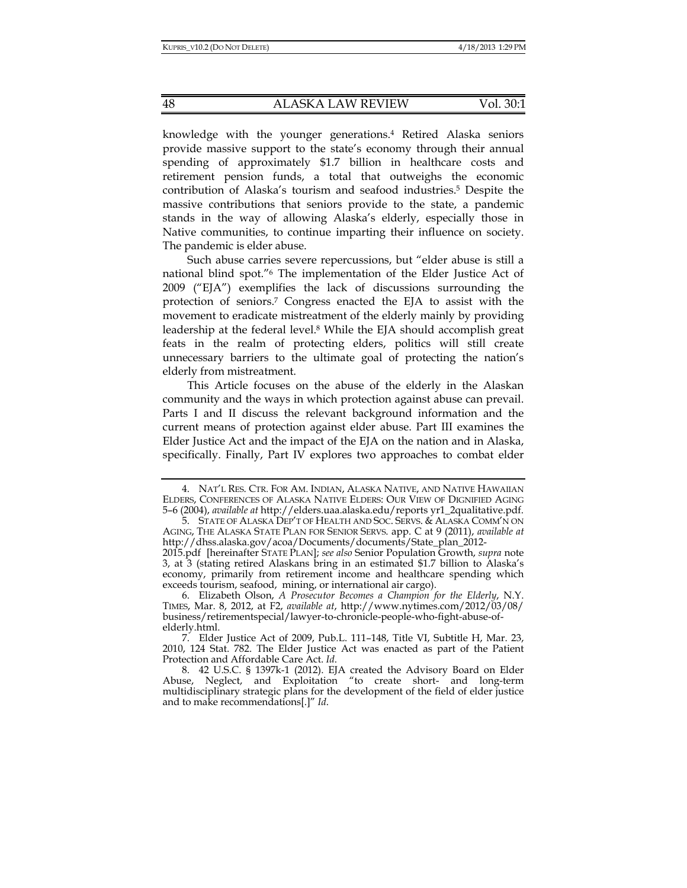knowledge with the younger generations.[4] Retired Alaska seniors provide massive support to the state's economy through their annual spending of approximately $1.7 billion in healthcare costs and retirement pension funds, a total that outweighs the economic contribution of Alaska's tourism and seafood industries.[5] Despite the massive contributions that seniors provide to the state, a pandemic stands in the way of allowing Alaska's elderly, especially those in Native communities, to continue imparting their influence on society. The pandemic is elder abuse.

Such abuse carries severe repercussions, but "elder abuse is still a national blind spot."[6] The implementation of the Elder Justice Act of 2009 ("EJA") exemplifies the lack of discussions surrounding the protection of seniors.[7] Congress enacted the EJA to assist with the movement to eradicate mistreatment of the elderly mainly by providing leadership at the federal level.[8] While the EJA should accomplish great feats in the realm of protecting elders, politics will still create unnecessary barriers to the ultimate goal of protecting the nation's elderly from mistreatment.

This Article focuses on the abuse of the elderly in the Alaskan community and the ways in which protection against abuse can prevail. Parts I and II discuss the relevant background information and the current means of protection against elder abuse. Part III examines the Elder Justice Act and the impact of the EJA on the nation and in Alaska, specifically. Finally, Part IV explores two approaches to combat elder

---

4. NAT'L RES. CTR. FOR AM. INDIAN, ALASKA NATIVE, AND NATIVE HAWAIIAN ELDERS, CONFERENCES OF ALASKA NATIVE ELDERS: OUR VIEW OF DIGNIFIED AGING 5–6 (2004), *available at* http://elders.uaa.alaska.edu/reports yr1_2qualitative.pdf.

5. STATE OF ALASKA DEP'T OF HEALTH AND SOC. SERVS. & ALASKA COMM'N ON AGING, THE ALASKA STATE PLAN FOR SENIOR SERVS. app. C at 9 (2011), *available at* http://dhss.alaska.gov/acoa/Documents/documents/State_plan_2012-2015.pdf [hereinafter STATE PLAN]; *see also* Senior Population Growth, *supra* note 3, at 3 (stating retired Alaskans bring in an estimated $1.7 billion to Alaska's economy, primarily from retirement income and healthcare spending which exceeds tourism, seafood, mining, or international air cargo).

6. Elizabeth Olson, *A Prosecutor Becomes a Champion for the Elderly*, N.Y. TIMES, Mar. 8, 2012, at F2, *available at*, http://www.nytimes.com/2012/03/08/business/retirementspecial/lawyer-to-chronicle-people-who-fight-abuse-of-elderly.html.

7. Elder Justice Act of 2009, Pub.L. 111–148, Title VI, Subtitle H, Mar. 23, 2010, 124 Stat. 782. The Elder Justice Act was enacted as part of the Patient Protection and Affordable Care Act. *Id*.

8. 42 U.S.C. § 1397k-1 (2012). EJA created the Advisory Board on Elder Abuse, Neglect, and Exploitation "to create short- and long-term multidisciplinary strategic plans for the development of the field of elder justice and to make recommendations[.]" *Id*.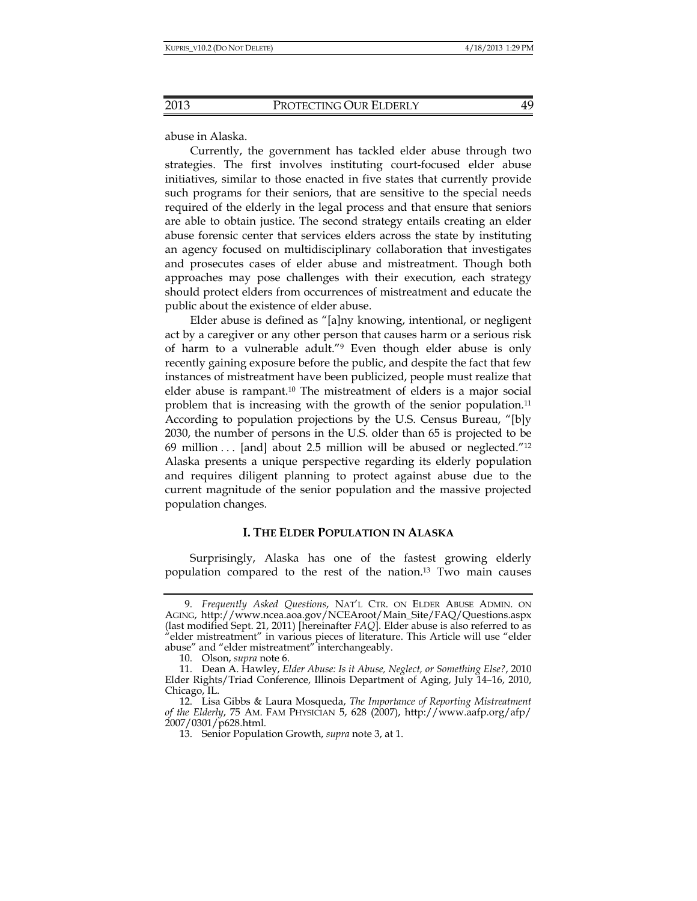abuse in Alaska.

Currently, the government has tackled elder abuse through two strategies. The first involves instituting court-focused elder abuse initiatives, similar to those enacted in five states that currently provide such programs for their seniors, that are sensitive to the special needs required of the elderly in the legal process and that ensure that seniors are able to obtain justice. The second strategy entails creating an elder abuse forensic center that services elders across the state by instituting an agency focused on multidisciplinary collaboration that investigates and prosecutes cases of elder abuse and mistreatment. Though both approaches may pose challenges with their execution, each strategy should protect elders from occurrences of mistreatment and educate the public about the existence of elder abuse.

Elder abuse is defined as "[a]ny knowing, intentional, or negligent act by a caregiver or any other person that causes harm or a serious risk of harm to a vulnerable adult."[9] Even though elder abuse is only recently gaining exposure before the public, and despite the fact that few instances of mistreatment have been publicized, people must realize that elder abuse is rampant.[10] The mistreatment of elders is a major social problem that is increasing with the growth of the senior population.[11] According to population projections by the U.S. Census Bureau, "[b]y 2030, the number of persons in the U.S. older than 65 is projected to be 69 million . . . [and] about 2.5 million will be abused or neglected."[12] Alaska presents a unique perspective regarding its elderly population and requires diligent planning to protect against abuse due to the current magnitude of the senior population and the massive projected population changes.

## I. THE ELDER POPULATION IN ALASKA

Surprisingly, Alaska has one of the fastest growing elderly population compared to the rest of the nation.[13] Two main causes

---

9. *Frequently Asked Questions*, NAT'L CTR. ON ELDER ABUSE ADMIN. ON AGING, http://www.ncea.aoa.gov/NCEAroot/Main_Site/FAQ/Questions.aspx (last modified Sept. 21, 2011) [hereinafter *FAQ*]. Elder abuse is also referred to as "elder mistreatment" in various pieces of literature. This Article will use "elder abuse" and "elder mistreatment" interchangeably.

10. Olson, *supra* note 6.

11. Dean A. Hawley, *Elder Abuse: Is it Abuse, Neglect, or Something Else?*, 2010 Elder Rights/Triad Conference, Illinois Department of Aging, July 14–16, 2010, Chicago, IL.

12. Lisa Gibbs & Laura Mosqueda, *The Importance of Reporting Mistreatment of the Elderly*, 75 AM. FAM PHYSICIAN 5, 628 (2007), http://www.aafp.org/afp/2007/0301/p628.html.

13. Senior Population Growth, *supra* note 3, at 1.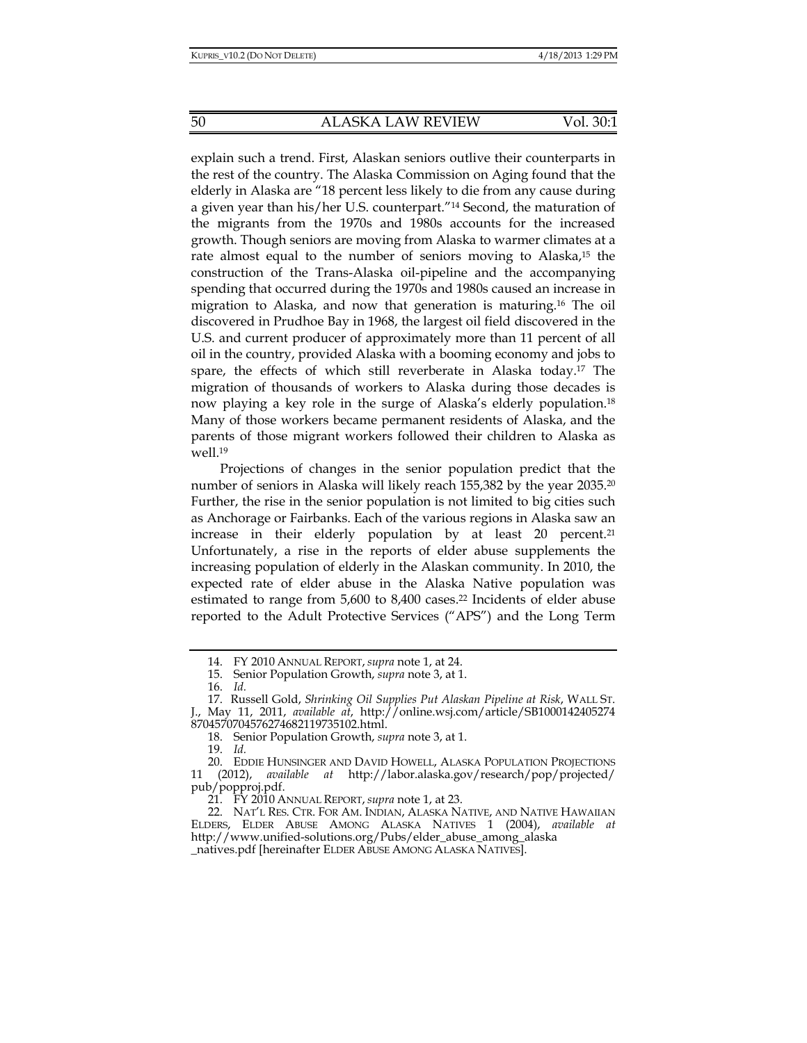explain such a trend. First, Alaskan seniors outlive their counterparts in the rest of the country. The Alaska Commission on Aging found that the elderly in Alaska are "18 percent less likely to die from any cause during a given year than his/her U.S. counterpart."[14] Second, the maturation of the migrants from the 1970s and 1980s accounts for the increased growth. Though seniors are moving from Alaska to warmer climates at a rate almost equal to the number of seniors moving to Alaska,[15] the construction of the Trans-Alaska oil-pipeline and the accompanying spending that occurred during the 1970s and 1980s caused an increase in migration to Alaska, and now that generation is maturing.[16] The oil discovered in Prudhoe Bay in 1968, the largest oil field discovered in the U.S. and current producer of approximately more than 11 percent of all oil in the country, provided Alaska with a booming economy and jobs to spare, the effects of which still reverberate in Alaska today.[17] The migration of thousands of workers to Alaska during those decades is now playing a key role in the surge of Alaska's elderly population.[18] Many of those workers became permanent residents of Alaska, and the parents of those migrant workers followed their children to Alaska as well.[19]

Projections of changes in the senior population predict that the number of seniors in Alaska will likely reach 155,382 by the year 2035.[20] Further, the rise in the senior population is not limited to big cities such as Anchorage or Fairbanks. Each of the various regions in Alaska saw an increase in their elderly population by at least 20 percent.[21] Unfortunately, a rise in the reports of elder abuse supplements the increasing population of elderly in the Alaskan community. In 2010, the expected rate of elder abuse in the Alaska Native population was estimated to range from 5,600 to 8,400 cases.[22] Incidents of elder abuse reported to the Adult Protective Services ("APS") and the Long Term

---

14. FY 2010 ANNUAL REPORT, *supra* note 1, at 24.

15. Senior Population Growth, *supra* note 3, at 1.

16. *Id.*

17. Russell Gold, *Shrinking Oil Supplies Put Alaskan Pipeline at Risk*, WALL ST. J., May 11, 2011, *available at*, http://online.wsj.com/article/SB10001424052748704570704576274682119735102.html.

18. Senior Population Growth, *supra* note 3, at 1.

19. *Id.*

20. EDDIE HUNSINGER AND DAVID HOWELL, ALASKA POPULATION PROJECTIONS 11 (2012), *available at* http://labor.alaska.gov/research/pop/projected/pub/popproj.pdf.

21. FY 2010 ANNUAL REPORT, *supra* note 1, at 23.

22. NAT'L RES. CTR. FOR AM. INDIAN, ALASKA NATIVE, AND NATIVE HAWAIIAN ELDERS, ELDER ABUSE AMONG ALASKA NATIVES 1 (2004), *available at* http://www.unified-solutions.org/Pubs/elder_abuse_among_alaska_natives.pdf [hereinafter ELDER ABUSE AMONG ALASKA NATIVES].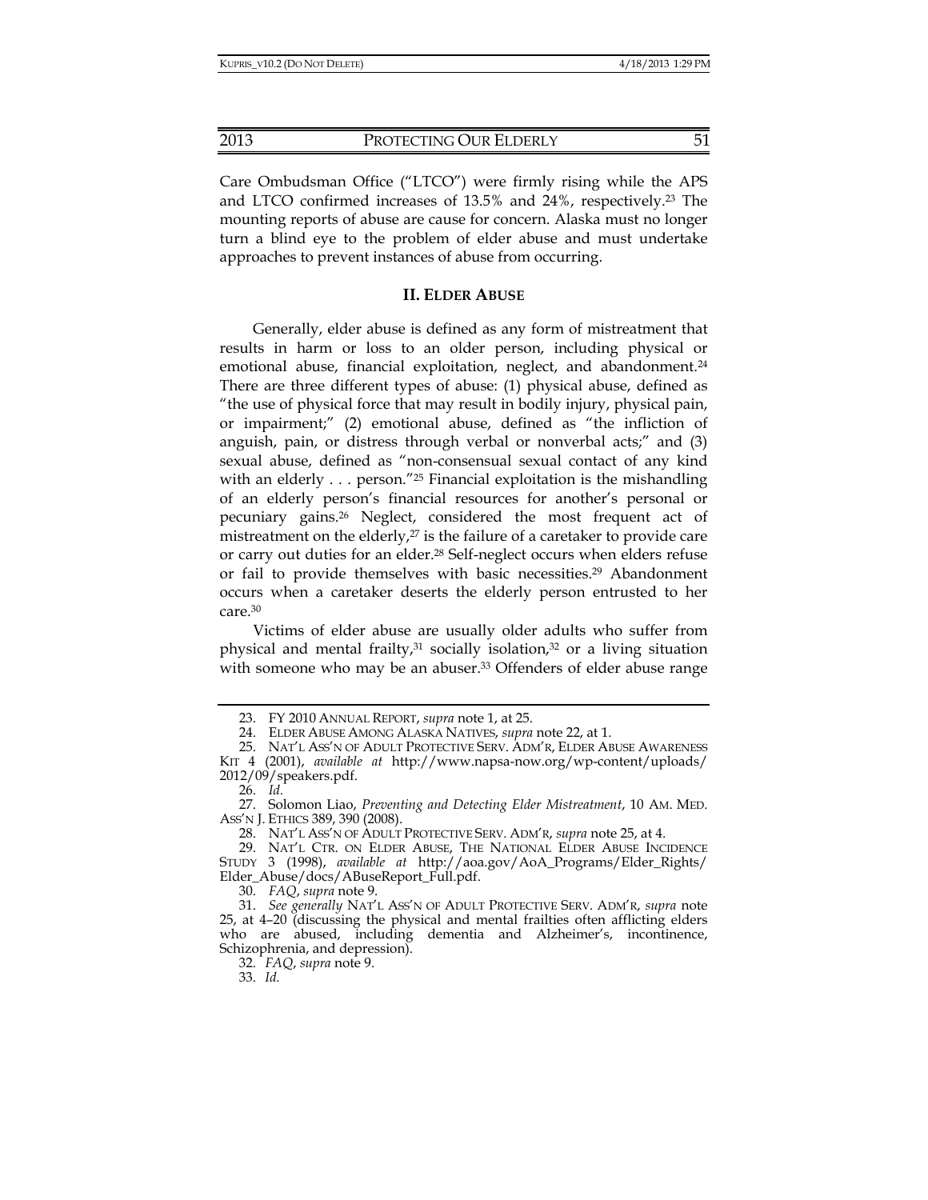Care Ombudsman Office ("LTCO") were firmly rising while the APS and LTCO confirmed increases of 13.5% and 24%, respectively.[23] The mounting reports of abuse are cause for concern. Alaska must no longer turn a blind eye to the problem of elder abuse and must undertake approaches to prevent instances of abuse from occurring.

## II. ELDER ABUSE

Generally, elder abuse is defined as any form of mistreatment that results in harm or loss to an older person, including physical or emotional abuse, financial exploitation, neglect, and abandonment.[24] There are three different types of abuse: (1) physical abuse, defined as "the use of physical force that may result in bodily injury, physical pain, or impairment;" (2) emotional abuse, defined as "the infliction of anguish, pain, or distress through verbal or nonverbal acts;" and (3) sexual abuse, defined as "non-consensual sexual contact of any kind with an elderly . . . person."[25] Financial exploitation is the mishandling of an elderly person's financial resources for another's personal or pecuniary gains.[26] Neglect, considered the most frequent act of mistreatment on the elderly,[27] is the failure of a caretaker to provide care or carry out duties for an elder.[28] Self-neglect occurs when elders refuse or fail to provide themselves with basic necessities.[29] Abandonment occurs when a caretaker deserts the elderly person entrusted to her care.[30]

Victims of elder abuse are usually older adults who suffer from physical and mental frailty,[31] socially isolation,[32] or a living situation with someone who may be an abuser.[33] Offenders of elder abuse range

---

23. FY 2010 ANNUAL REPORT, *supra* note 1, at 25.

24. ELDER ABUSE AMONG ALASKA NATIVES, *supra* note 22, at 1.

25. NAT'L ASS'N OF ADULT PROTECTIVE SERV. ADM'R, ELDER ABUSE AWARENESS KIT 4 (2001), *available at* http://www.napsa-now.org/wp-content/uploads/2012/09/speakers.pdf.

26. *Id.*

27. Solomon Liao, *Preventing and Detecting Elder Mistreatment*, 10 AM. MED. ASS'N J. ETHICS 389, 390 (2008).

28. NAT'L ASS'N OF ADULT PROTECTIVE SERV. ADM'R, *supra* note 25, at 4.

29. NAT'L CTR. ON ELDER ABUSE, THE NATIONAL ELDER ABUSE INCIDENCE STUDY 3 (1998), *available at* http://aoa.gov/AoA_Programs/Elder_Rights/Elder_Abuse/docs/ABuseReport_Full.pdf.

30. *FAQ*, *supra* note 9.

31. *See generally* NAT'L ASS'N OF ADULT PROTECTIVE SERV. ADM'R, *supra* note 25, at 4–20 (discussing the physical and mental frailties often afflicting elders who are abused, including dementia and Alzheimer's, incontinence, Schizophrenia, and depression).

32. *FAQ*, *supra* note 9.

33. *Id.*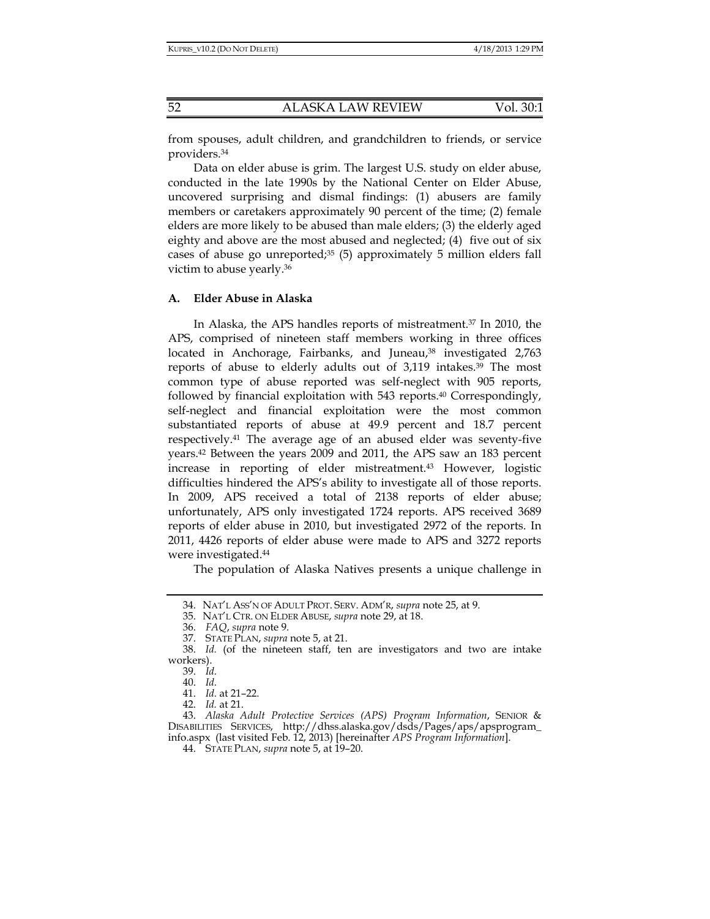from spouses, adult children, and grandchildren to friends, or service providers.[34]

Data on elder abuse is grim. The largest U.S. study on elder abuse, conducted in the late 1990s by the National Center on Elder Abuse, uncovered surprising and dismal findings: (1) abusers are family members or caretakers approximately 90 percent of the time; (2) female elders are more likely to be abused than male elders; (3) the elderly aged eighty and above are the most abused and neglected; (4) five out of six cases of abuse go unreported;[35] (5) approximately 5 million elders fall victim to abuse yearly.[36]

### A. Elder Abuse in Alaska

In Alaska, the APS handles reports of mistreatment.[37] In 2010, the APS, comprised of nineteen staff members working in three offices located in Anchorage, Fairbanks, and Juneau,[38] investigated 2,763 reports of abuse to elderly adults out of 3,119 intakes.[39] The most common type of abuse reported was self-neglect with 905 reports, followed by financial exploitation with 543 reports.[40] Correspondingly, self-neglect and financial exploitation were the most common substantiated reports of abuse at 49.9 percent and 18.7 percent respectively.[41] The average age of an abused elder was seventy-five years.[42] Between the years 2009 and 2011, the APS saw an 183 percent increase in reporting of elder mistreatment.[43] However, logistic difficulties hindered the APS's ability to investigate all of those reports. In 2009, APS received a total of 2138 reports of elder abuse; unfortunately, APS only investigated 1724 reports. APS received 3689 reports of elder abuse in 2010, but investigated 2972 of the reports. In 2011, 4426 reports of elder abuse were made to APS and 3272 reports were investigated.[44]

The population of Alaska Natives presents a unique challenge in

---

34. NAT'L ASS'N OF ADULT PROT. SERV. ADM'R, *supra* note 25, at 9.

35. NAT'L CTR. ON ELDER ABUSE, *supra* note 29, at 18.

36. *FAQ*, *supra* note 9.

37. STATE PLAN, *supra* note 5, at 21.

38. *Id.* (of the nineteen staff, ten are investigators and two are intake workers).

39. *Id.*

40. *Id.*

41. *Id.* at 21–22.

42. *Id.* at 21.

43. *Alaska Adult Protective Services (APS) Program Information*, SENIOR & DISABILITIES SERVICES, http://dhss.alaska.gov/dsds/Pages/aps/apsprogram_info.aspx (last visited Feb. 12, 2013) [hereinafter *APS Program Information*].

44. STATE PLAN, *supra* note 5, at 19–20.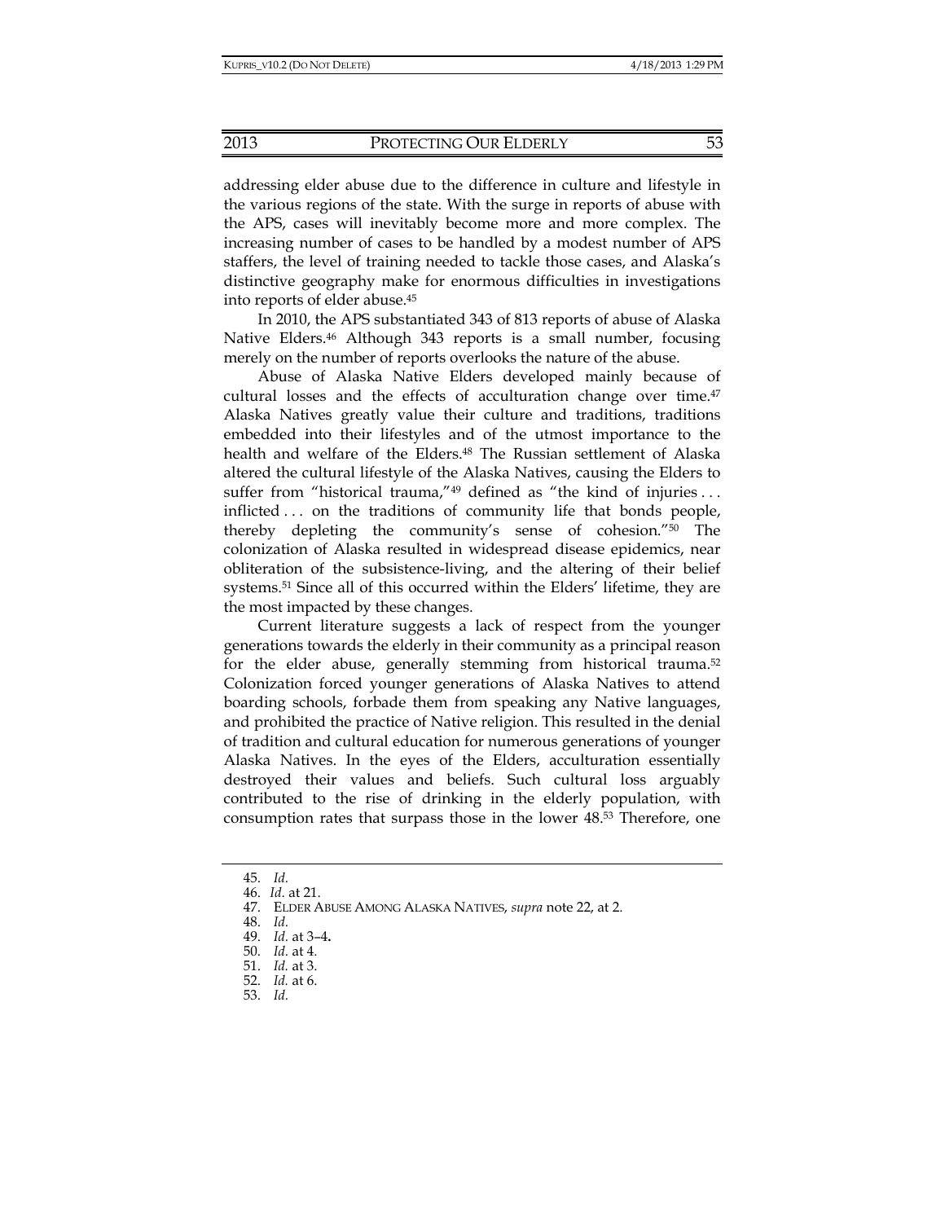addressing elder abuse due to the difference in culture and lifestyle in the various regions of the state. With the surge in reports of abuse with the APS, cases will inevitably become more and more complex. The increasing number of cases to be handled by a modest number of APS staffers, the level of training needed to tackle those cases, and Alaska's distinctive geography make for enormous difficulties in investigations into reports of elder abuse.[45]

In 2010, the APS substantiated 343 of 813 reports of abuse of Alaska Native Elders.[46] Although 343 reports is a small number, focusing merely on the number of reports overlooks the nature of the abuse.

Abuse of Alaska Native Elders developed mainly because of cultural losses and the effects of acculturation change over time.[47] Alaska Natives greatly value their culture and traditions, traditions embedded into their lifestyles and of the utmost importance to the health and welfare of the Elders.[48] The Russian settlement of Alaska altered the cultural lifestyle of the Alaska Natives, causing the Elders to suffer from "historical trauma,"[49] defined as "the kind of injuries . . . inflicted . . . on the traditions of community life that bonds people, thereby depleting the community's sense of cohesion."[50] The colonization of Alaska resulted in widespread disease epidemics, near obliteration of the subsistence-living, and the altering of their belief systems.[51] Since all of this occurred within the Elders' lifetime, they are the most impacted by these changes.

Current literature suggests a lack of respect from the younger generations towards the elderly in their community as a principal reason for the elder abuse, generally stemming from historical trauma.[52] Colonization forced younger generations of Alaska Natives to attend boarding schools, forbade them from speaking any Native languages, and prohibited the practice of Native religion. This resulted in the denial of tradition and cultural education for numerous generations of younger Alaska Natives. In the eyes of the Elders, acculturation essentially destroyed their values and beliefs. Such cultural loss arguably contributed to the rise of drinking in the elderly population, with consumption rates that surpass those in the lower 48.[53] Therefore, one

---

45. *Id.*
46. *Id.* at 21.
47. ELDER ABUSE AMONG ALASKA NATIVES, *supra* note 22, at 2.
48. *Id.*
49. *Id.* at 3–4.
50. *Id.* at 4.
51. *Id.* at 3.
52. *Id.* at 6.
53. *Id.*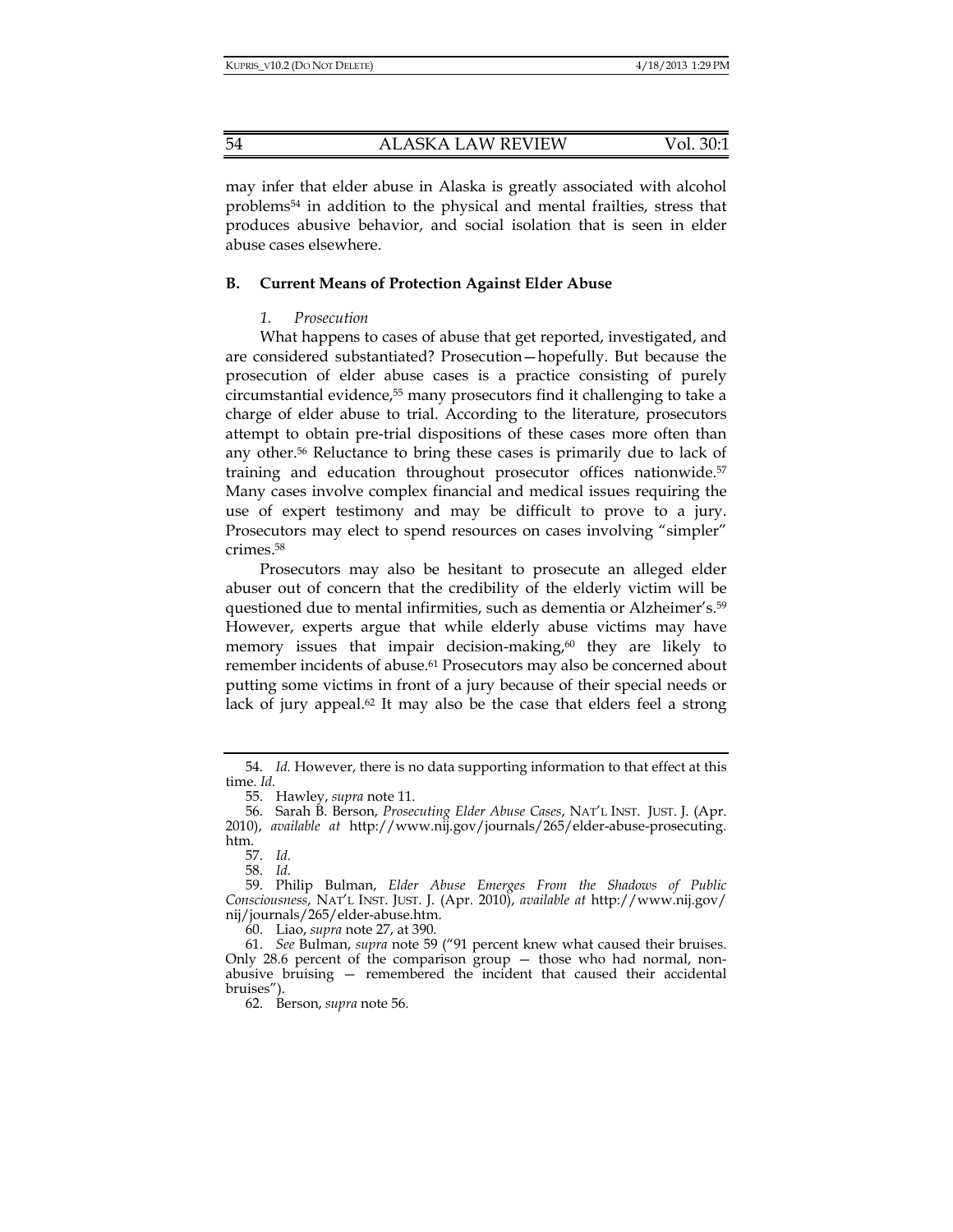may infer that elder abuse in Alaska is greatly associated with alcohol problems[54] in addition to the physical and mental frailties, stress that produces abusive behavior, and social isolation that is seen in elder abuse cases elsewhere.

### B. Current Means of Protection Against Elder Abuse

#### *1. Prosecution*

What happens to cases of abuse that get reported, investigated, and are considered substantiated? Prosecution—hopefully. But because the prosecution of elder abuse cases is a practice consisting of purely circumstantial evidence,[55] many prosecutors find it challenging to take a charge of elder abuse to trial. According to the literature, prosecutors attempt to obtain pre-trial dispositions of these cases more often than any other.[56] Reluctance to bring these cases is primarily due to lack of training and education throughout prosecutor offices nationwide.[57] Many cases involve complex financial and medical issues requiring the use of expert testimony and may be difficult to prove to a jury. Prosecutors may elect to spend resources on cases involving "simpler" crimes.[58]

Prosecutors may also be hesitant to prosecute an alleged elder abuser out of concern that the credibility of the elderly victim will be questioned due to mental infirmities, such as dementia or Alzheimer's.[59] However, experts argue that while elderly abuse victims may have memory issues that impair decision-making,[60] they are likely to remember incidents of abuse.[61] Prosecutors may also be concerned about putting some victims in front of a jury because of their special needs or lack of jury appeal.[62] It may also be the case that elders feel a strong

---

54. *Id.* However, there is no data supporting information to that effect at this time. *Id.*

55. Hawley, *supra* note 11.

56. Sarah B. Berson, *Prosecuting Elder Abuse Cases*, NAT'L INST. JUST. J. (Apr. 2010), *available at* http://www.nij.gov/journals/265/elder-abuse-prosecuting.htm.

57. *Id.*

58. *Id.*

59. Philip Bulman, *Elder Abuse Emerges From the Shadows of Public Consciousness*, NAT'L INST. JUST. J. (Apr. 2010), *available at* http://www.nij.gov/nij/journals/265/elder-abuse.htm.

60. Liao, *supra* note 27, at 390.

61. *See* Bulman, *supra* note 59 ("91 percent knew what caused their bruises. Only 28.6 percent of the comparison group — those who had normal, non-abusive bruising — remembered the incident that caused their accidental bruises").

62. Berson, *supra* note 56.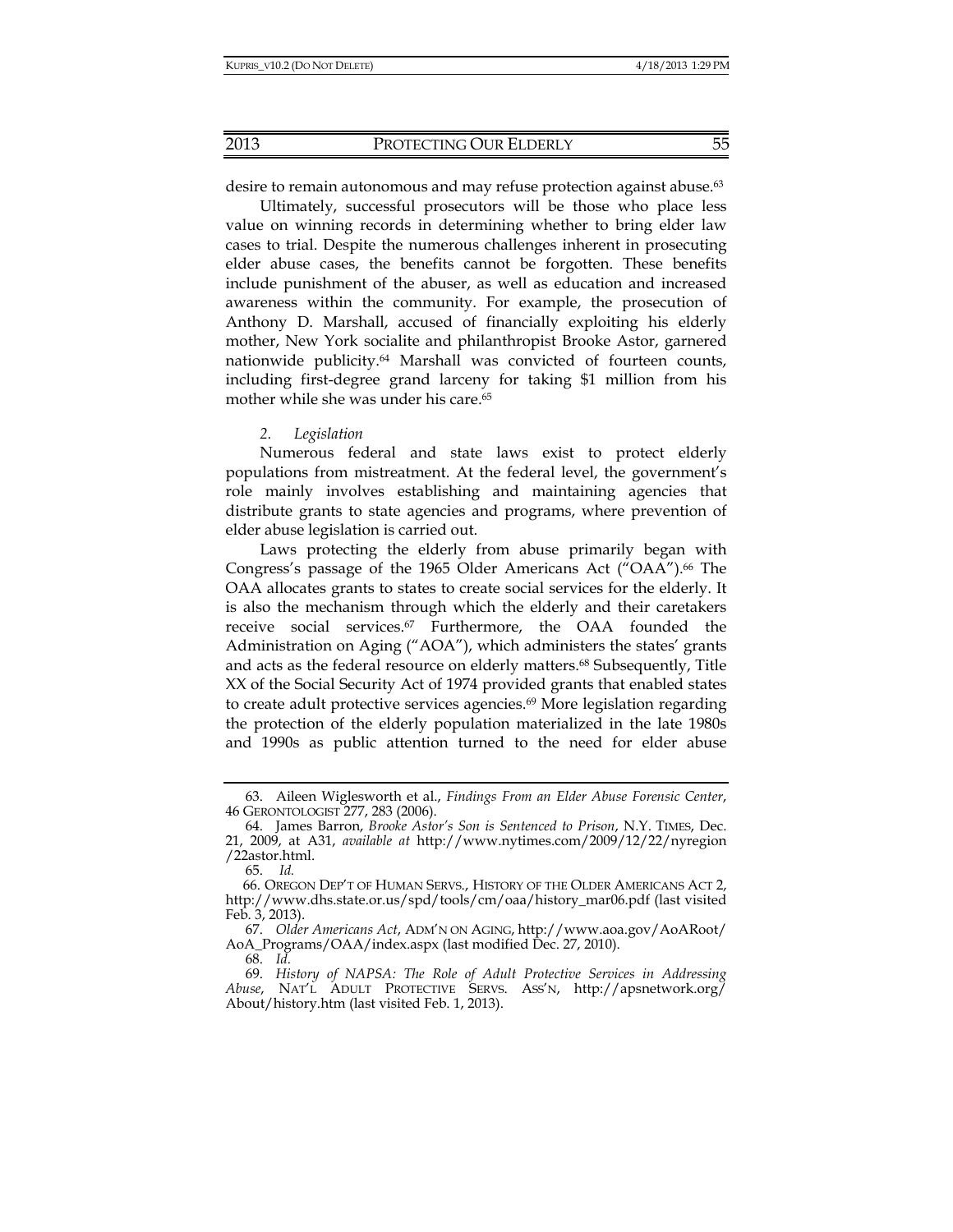desire to remain autonomous and may refuse protection against abuse.[63]

Ultimately, successful prosecutors will be those who place less value on winning records in determining whether to bring elder law cases to trial. Despite the numerous challenges inherent in prosecuting elder abuse cases, the benefits cannot be forgotten. These benefits include punishment of the abuser, as well as education and increased awareness within the community. For example, the prosecution of Anthony D. Marshall, accused of financially exploiting his elderly mother, New York socialite and philanthropist Brooke Astor, garnered nationwide publicity.[64] Marshall was convicted of fourteen counts, including first-degree grand larceny for taking $1 million from his mother while she was under his care.[65]

### 2. *Legislation*

Numerous federal and state laws exist to protect elderly populations from mistreatment. At the federal level, the government's role mainly involves establishing and maintaining agencies that distribute grants to state agencies and programs, where prevention of elder abuse legislation is carried out.

Laws protecting the elderly from abuse primarily began with Congress's passage of the 1965 Older Americans Act ("OAA").[66] The OAA allocates grants to states to create social services for the elderly. It is also the mechanism through which the elderly and their caretakers receive social services.[67] Furthermore, the OAA founded the Administration on Aging ("AOA"), which administers the states' grants and acts as the federal resource on elderly matters.[68] Subsequently, Title XX of the Social Security Act of 1974 provided grants that enabled states to create adult protective services agencies.[69] More legislation regarding the protection of the elderly population materialized in the late 1980s and 1990s as public attention turned to the need for elder abuse

---

63. Aileen Wiglesworth et al., *Findings From an Elder Abuse Forensic Center*, 46 GERONTOLOGIST 277, 283 (2006).

64. James Barron, *Brooke Astor's Son is Sentenced to Prison*, N.Y. TIMES, Dec. 21, 2009, at A31, *available at* http://www.nytimes.com/2009/12/22/nyregion/22astor.html.

65. *Id.*

66. OREGON DEP'T OF HUMAN SERVS., HISTORY OF THE OLDER AMERICANS ACT 2, http://www.dhs.state.or.us/spd/tools/cm/oaa/history_mar06.pdf (last visited Feb. 3, 2013).

67. *Older Americans Act*, ADM'N ON AGING, http://www.aoa.gov/AoARoot/AoA_Programs/OAA/index.aspx (last modified Dec. 27, 2010).

68. *Id.*

69. *History of NAPSA: The Role of Adult Protective Services in Addressing Abuse*, NAT'L ADULT PROTECTIVE SERVS. ASS'N, http://apsnetwork.org/About/history.htm (last visited Feb. 1, 2013).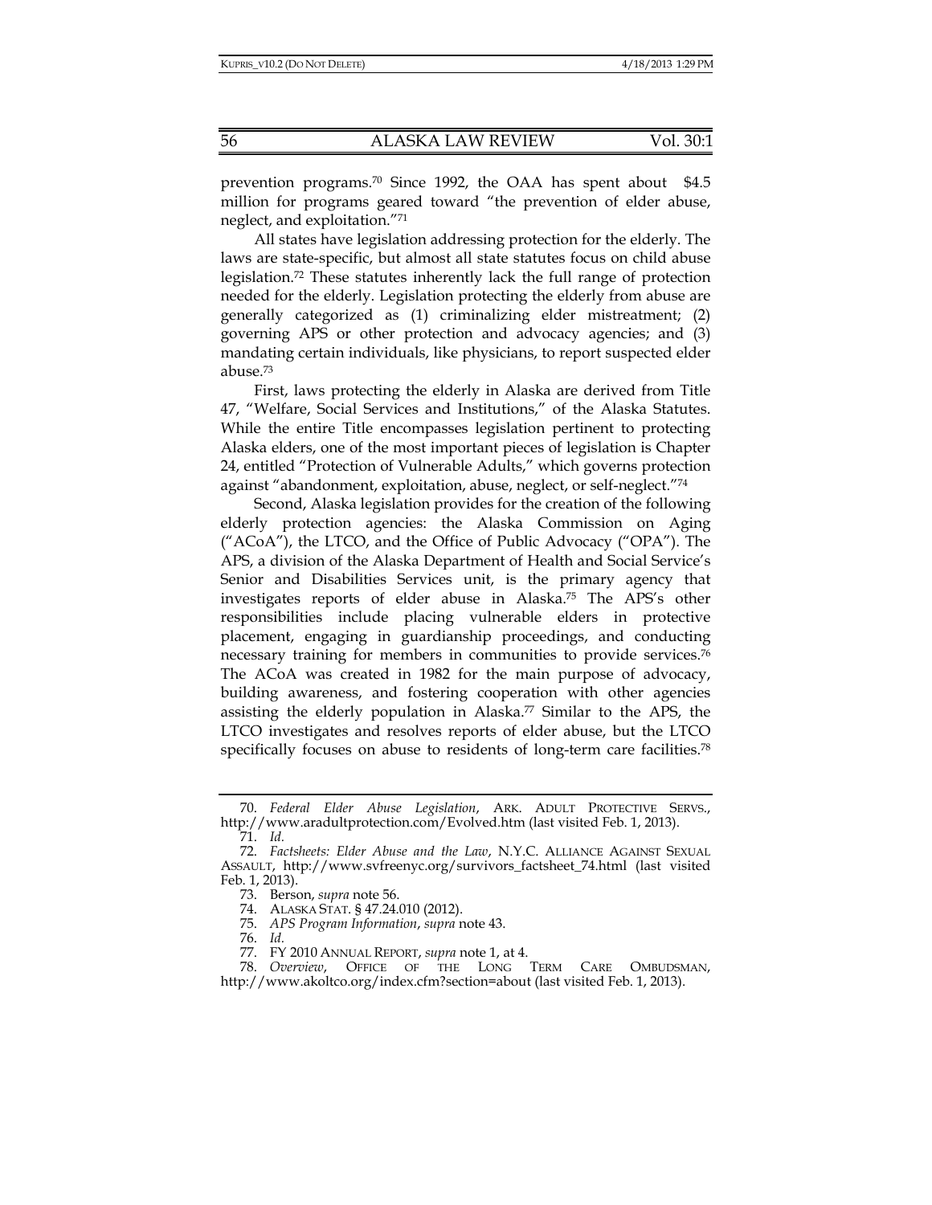prevention programs.[70] Since 1992, the OAA has spent about $4.5 million for programs geared toward "the prevention of elder abuse, neglect, and exploitation."[71]

All states have legislation addressing protection for the elderly. The laws are state-specific, but almost all state statutes focus on child abuse legislation.[72] These statutes inherently lack the full range of protection needed for the elderly. Legislation protecting the elderly from abuse are generally categorized as (1) criminalizing elder mistreatment; (2) governing APS or other protection and advocacy agencies; and (3) mandating certain individuals, like physicians, to report suspected elder abuse.[73]

First, laws protecting the elderly in Alaska are derived from Title 47, "Welfare, Social Services and Institutions," of the Alaska Statutes. While the entire Title encompasses legislation pertinent to protecting Alaska elders, one of the most important pieces of legislation is Chapter 24, entitled "Protection of Vulnerable Adults," which governs protection against "abandonment, exploitation, abuse, neglect, or self-neglect."[74]

Second, Alaska legislation provides for the creation of the following elderly protection agencies: the Alaska Commission on Aging ("ACoA"), the LTCO, and the Office of Public Advocacy ("OPA"). The APS, a division of the Alaska Department of Health and Social Service's Senior and Disabilities Services unit, is the primary agency that investigates reports of elder abuse in Alaska.[75] The APS's other responsibilities include placing vulnerable elders in protective placement, engaging in guardianship proceedings, and conducting necessary training for members in communities to provide services.[76] The ACoA was created in 1982 for the main purpose of advocacy, building awareness, and fostering cooperation with other agencies assisting the elderly population in Alaska.[77] Similar to the APS, the LTCO investigates and resolves reports of elder abuse, but the LTCO specifically focuses on abuse to residents of long-term care facilities.[78]

---

70. *Federal Elder Abuse Legislation*, ARK. ADULT PROTECTIVE SERVS., http://www.aradultprotection.com/Evolved.htm (last visited Feb. 1, 2013).

71. *Id.*

72. *Factsheets: Elder Abuse and the Law*, N.Y.C. ALLIANCE AGAINST SEXUAL ASSAULT, http://www.svfreenyc.org/survivors_factsheet_74.html (last visited Feb. 1, 2013).

73. Berson, *supra* note 56.

74. ALASKA STAT. § 47.24.010 (2012).

75. *APS Program Information*, *supra* note 43.

76. *Id.*

77. FY 2010 ANNUAL REPORT, *supra* note 1, at 4.

78. *Overview*, OFFICE OF THE LONG TERM CARE OMBUDSMAN, http://www.akoltco.org/index.cfm?section=about (last visited Feb. 1, 2013).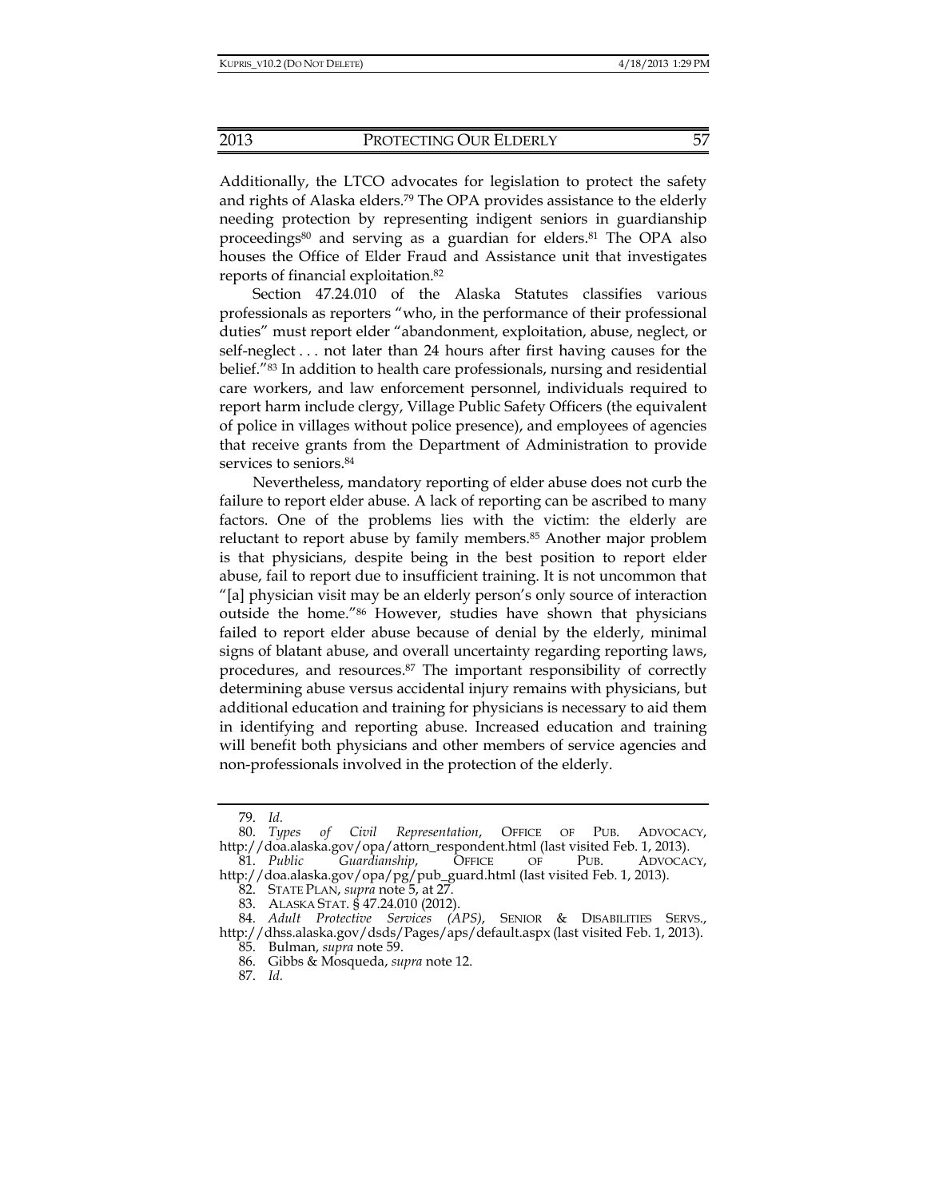Additionally, the LTCO advocates for legislation to protect the safety and rights of Alaska elders.[79] The OPA provides assistance to the elderly needing protection by representing indigent seniors in guardianship proceedings[80] and serving as a guardian for elders.[81] The OPA also houses the Office of Elder Fraud and Assistance unit that investigates reports of financial exploitation.[82]

Section 47.24.010 of the Alaska Statutes classifies various professionals as reporters "who, in the performance of their professional duties" must report elder "abandonment, exploitation, abuse, neglect, or self-neglect . . . not later than 24 hours after first having causes for the belief."[83] In addition to health care professionals, nursing and residential care workers, and law enforcement personnel, individuals required to report harm include clergy, Village Public Safety Officers (the equivalent of police in villages without police presence), and employees of agencies that receive grants from the Department of Administration to provide services to seniors.[84]

Nevertheless, mandatory reporting of elder abuse does not curb the failure to report elder abuse. A lack of reporting can be ascribed to many factors. One of the problems lies with the victim: the elderly are reluctant to report abuse by family members.[85] Another major problem is that physicians, despite being in the best position to report elder abuse, fail to report due to insufficient training. It is not uncommon that "[a] physician visit may be an elderly person's only source of interaction outside the home."[86] However, studies have shown that physicians failed to report elder abuse because of denial by the elderly, minimal signs of blatant abuse, and overall uncertainty regarding reporting laws, procedures, and resources.[87] The important responsibility of correctly determining abuse versus accidental injury remains with physicians, but additional education and training for physicians is necessary to aid them in identifying and reporting abuse. Increased education and training will benefit both physicians and other members of service agencies and non-professionals involved in the protection of the elderly.

---

79. *Id.*

80. *Types of Civil Representation*, OFFICE OF PUB. ADVOCACY, http://doa.alaska.gov/opa/attorn_respondent.html (last visited Feb. 1, 2013).

81. *Public Guardianship*, OFFICE OF PUB. ADVOCACY, http://doa.alaska.gov/opa/pg/pub_guard.html (last visited Feb. 1, 2013).

82. STATE PLAN, *supra* note 5, at 27.

83. ALASKA STAT. § 47.24.010 (2012).

84. *Adult Protective Services (APS)*, SENIOR & DISABILITIES SERVS., http://dhss.alaska.gov/dsds/Pages/aps/default.aspx (last visited Feb. 1, 2013).

85. Bulman, *supra* note 59.

86. Gibbs & Mosqueda, *supra* note 12.

87. *Id.*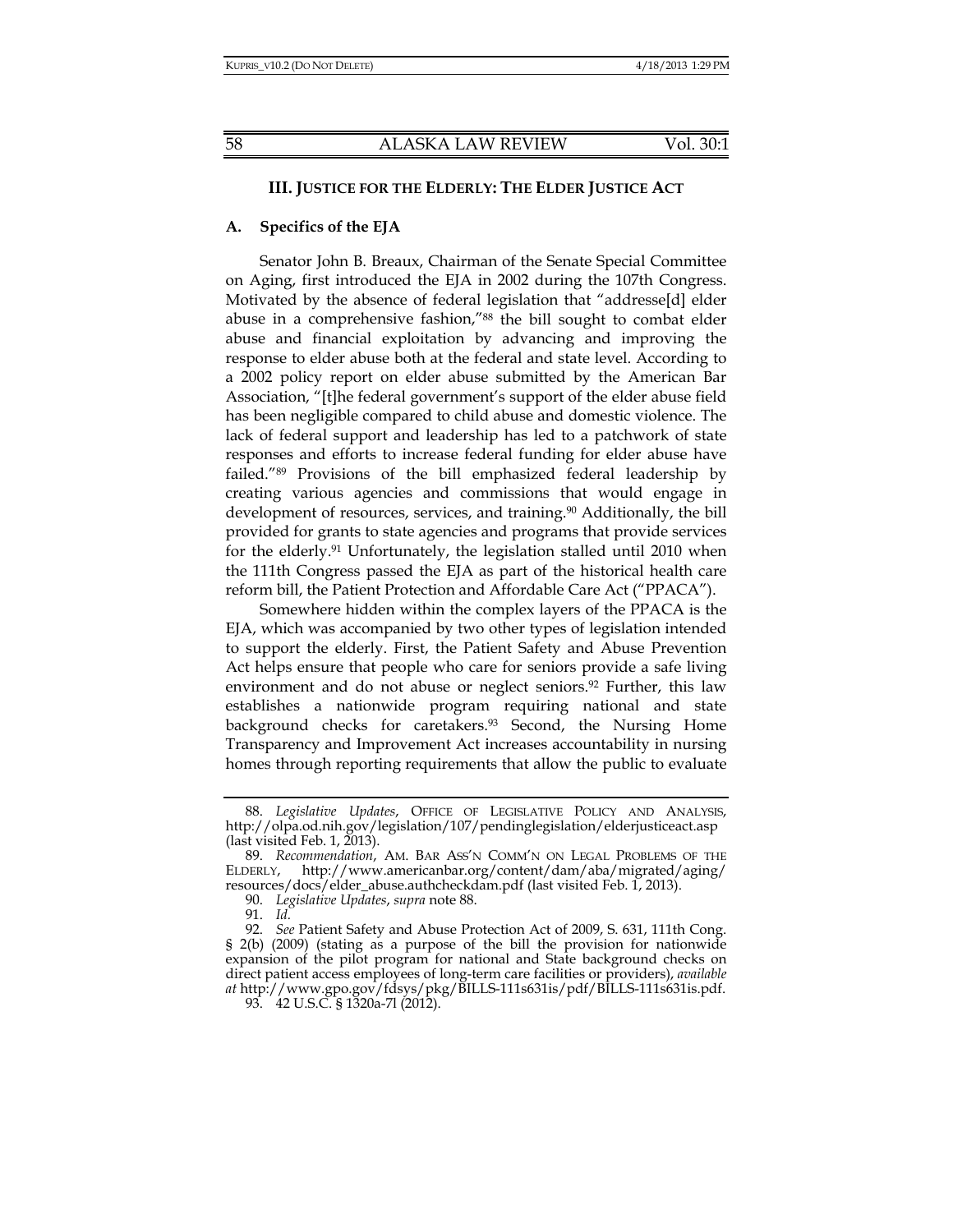## III. JUSTICE FOR THE ELDERLY: THE ELDER JUSTICE ACT

### A. Specifics of the EJA

Senator John B. Breaux, Chairman of the Senate Special Committee on Aging, first introduced the EJA in 2002 during the 107th Congress. Motivated by the absence of federal legislation that "addresse[d] elder abuse in a comprehensive fashion,"[88] the bill sought to combat elder abuse and financial exploitation by advancing and improving the response to elder abuse both at the federal and state level. According to a 2002 policy report on elder abuse submitted by the American Bar Association, "[t]he federal government's support of the elder abuse field has been negligible compared to child abuse and domestic violence. The lack of federal support and leadership has led to a patchwork of state responses and efforts to increase federal funding for elder abuse have failed."[89] Provisions of the bill emphasized federal leadership by creating various agencies and commissions that would engage in development of resources, services, and training.[90] Additionally, the bill provided for grants to state agencies and programs that provide services for the elderly.[91] Unfortunately, the legislation stalled until 2010 when the 111th Congress passed the EJA as part of the historical health care reform bill, the Patient Protection and Affordable Care Act ("PPACA").

Somewhere hidden within the complex layers of the PPACA is the EJA, which was accompanied by two other types of legislation intended to support the elderly. First, the Patient Safety and Abuse Prevention Act helps ensure that people who care for seniors provide a safe living environment and do not abuse or neglect seniors.[92] Further, this law establishes a nationwide program requiring national and state background checks for caretakers.[93] Second, the Nursing Home Transparency and Improvement Act increases accountability in nursing homes through reporting requirements that allow the public to evaluate

---

88. *Legislative Updates*, OFFICE OF LEGISLATIVE POLICY AND ANALYSIS, http://olpa.od.nih.gov/legislation/107/pendinglegislation/elderjusticeact.asp (last visited Feb. 1, 2013).

89. *Recommendation*, AM. BAR ASS'N COMM'N ON LEGAL PROBLEMS OF THE ELDERLY, http://www.americanbar.org/content/dam/aba/migrated/aging/resources/docs/elder_abuse.authcheckdam.pdf (last visited Feb. 1, 2013).

90. *Legislative Updates*, *supra* note 88.

91. *Id.*

92. *See* Patient Safety and Abuse Protection Act of 2009, S. 631, 111th Cong. § 2(b) (2009) (stating as a purpose of the bill the provision for nationwide expansion of the pilot program for national and State background checks on direct patient access employees of long-term care facilities or providers), *available at* http://www.gpo.gov/fdsys/pkg/BILLS-111s631is/pdf/BILLS-111s631is.pdf.

93. 42 U.S.C. § 1320a-7l (2012).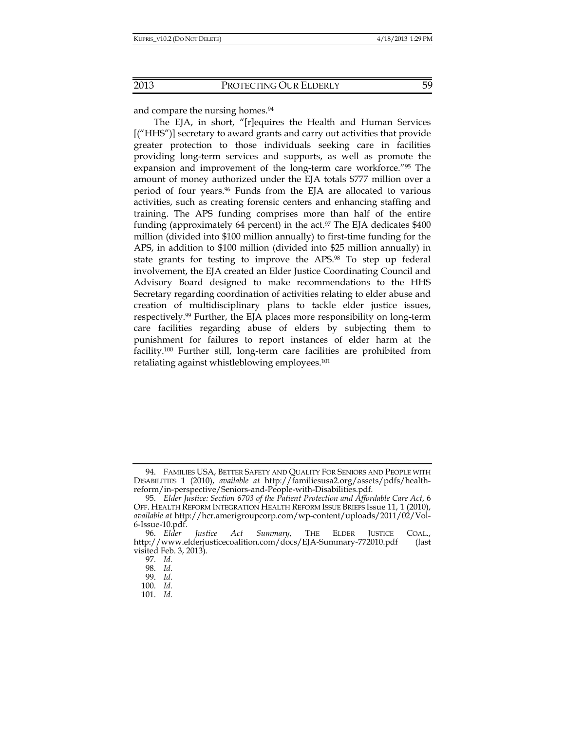and compare the nursing homes.[94]

The EJA, in short, "[r]equires the Health and Human Services [("HHS")] secretary to award grants and carry out activities that provide greater protection to those individuals seeking care in facilities providing long-term services and supports, as well as promote the expansion and improvement of the long-term care workforce."[95] The amount of money authorized under the EJA totals $777 million over a period of four years.[96] Funds from the EJA are allocated to various activities, such as creating forensic centers and enhancing staffing and training. The APS funding comprises more than half of the entire funding (approximately 64 percent) in the act.[97] The EJA dedicates $400 million (divided into $100 million annually) to first-time funding for the APS, in addition to $100 million (divided into $25 million annually) in state grants for testing to improve the APS.[98] To step up federal involvement, the EJA created an Elder Justice Coordinating Council and Advisory Board designed to make recommendations to the HHS Secretary regarding coordination of activities relating to elder abuse and creation of multidisciplinary plans to tackle elder justice issues, respectively.[99] Further, the EJA places more responsibility on long-term care facilities regarding abuse of elders by subjecting them to punishment for failures to report instances of elder harm at the facility.[100] Further still, long-term care facilities are prohibited from retaliating against whistleblowing employees.[101]

---

94. FAMILIES USA, BETTER SAFETY AND QUALITY FOR SENIORS AND PEOPLE WITH DISABILITIES 1 (2010), *available at* http://familiesusa2.org/assets/pdfs/health-reform/in-perspective/Seniors-and-People-with-Disabilities.pdf.

95. *Elder Justice: Section 6703 of the Patient Protection and Affordable Care Act*, 6 OFF. HEALTH REFORM INTEGRATION HEALTH REFORM ISSUE BRIEFS Issue 11, 1 (2010), *available at* http://hcr.amerigroupcorp.com/wp-content/uploads/2011/02/Vol-6-Issue-10.pdf.

96. *Elder Justice Act Summary*, THE ELDER JUSTICE COAL., http://www.elderjusticecoalition.com/docs/EJA-Summary-772010.pdf (last visited Feb. 3, 2013).

97. *Id.*

98. *Id.*

99. *Id.*

100. *Id.*

101. *Id.*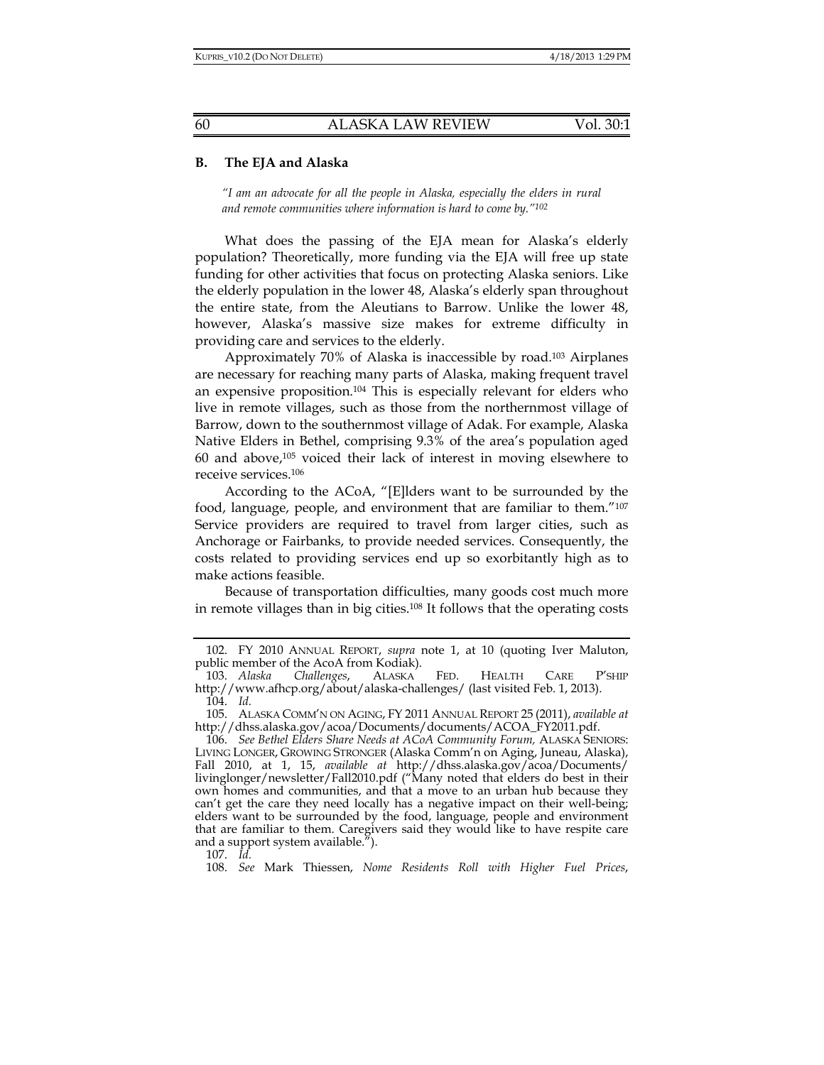### B. The EJA and Alaska

*"I am an advocate for all the people in Alaska, especially the elders in rural and remote communities where information is hard to come by."*[102]

What does the passing of the EJA mean for Alaska's elderly population? Theoretically, more funding via the EJA will free up state funding for other activities that focus on protecting Alaska seniors. Like the elderly population in the lower 48, Alaska's elderly span throughout the entire state, from the Aleutians to Barrow. Unlike the lower 48, however, Alaska's massive size makes for extreme difficulty in providing care and services to the elderly.

Approximately 70% of Alaska is inaccessible by road.[103] Airplanes are necessary for reaching many parts of Alaska, making frequent travel an expensive proposition.[104] This is especially relevant for elders who live in remote villages, such as those from the northernmost village of Barrow, down to the southernmost village of Adak. For example, Alaska Native Elders in Bethel, comprising 9.3% of the area's population aged 60 and above,[105] voiced their lack of interest in moving elsewhere to receive services.[106]

According to the ACoA, "[E]lders want to be surrounded by the food, language, people, and environment that are familiar to them."[107] Service providers are required to travel from larger cities, such as Anchorage or Fairbanks, to provide needed services. Consequently, the costs related to providing services end up so exorbitantly high as to make actions feasible.

Because of transportation difficulties, many goods cost much more in remote villages than in big cities.[108] It follows that the operating costs

---

102. FY 2010 ANNUAL REPORT, *supra* note 1, at 10 (quoting Iver Maluton, public member of the AcoA from Kodiak).

103. *Alaska Challenges*, ALASKA FED. HEALTH CARE P'SHIP http://www.afhcp.org/about/alaska-challenges/ (last visited Feb. 1, 2013).

104. *Id.*

105. ALASKA COMM'N ON AGING, FY 2011 ANNUAL REPORT 25 (2011), *available at* http://dhss.alaska.gov/acoa/Documents/documents/ACOA_FY2011.pdf.

106. *See Bethel Elders Share Needs at ACoA Community Forum,* ALASKA SENIORS: LIVING LONGER, GROWING STRONGER (Alaska Comm'n on Aging, Juneau, Alaska), Fall 2010, at 1, 15, *available at* http://dhss.alaska.gov/acoa/Documents/livinglonger/newsletter/Fall2010.pdf ("Many noted that elders do best in their own homes and communities, and that a move to an urban hub because they can't get the care they need locally has a negative impact on their well-being; elders want to be surrounded by the food, language, people and environment that are familiar to them. Caregivers said they would like to have respite care and a support system available.").

107. *Id.*

108. *See* Mark Thiessen, *Nome Residents Roll with Higher Fuel Prices*,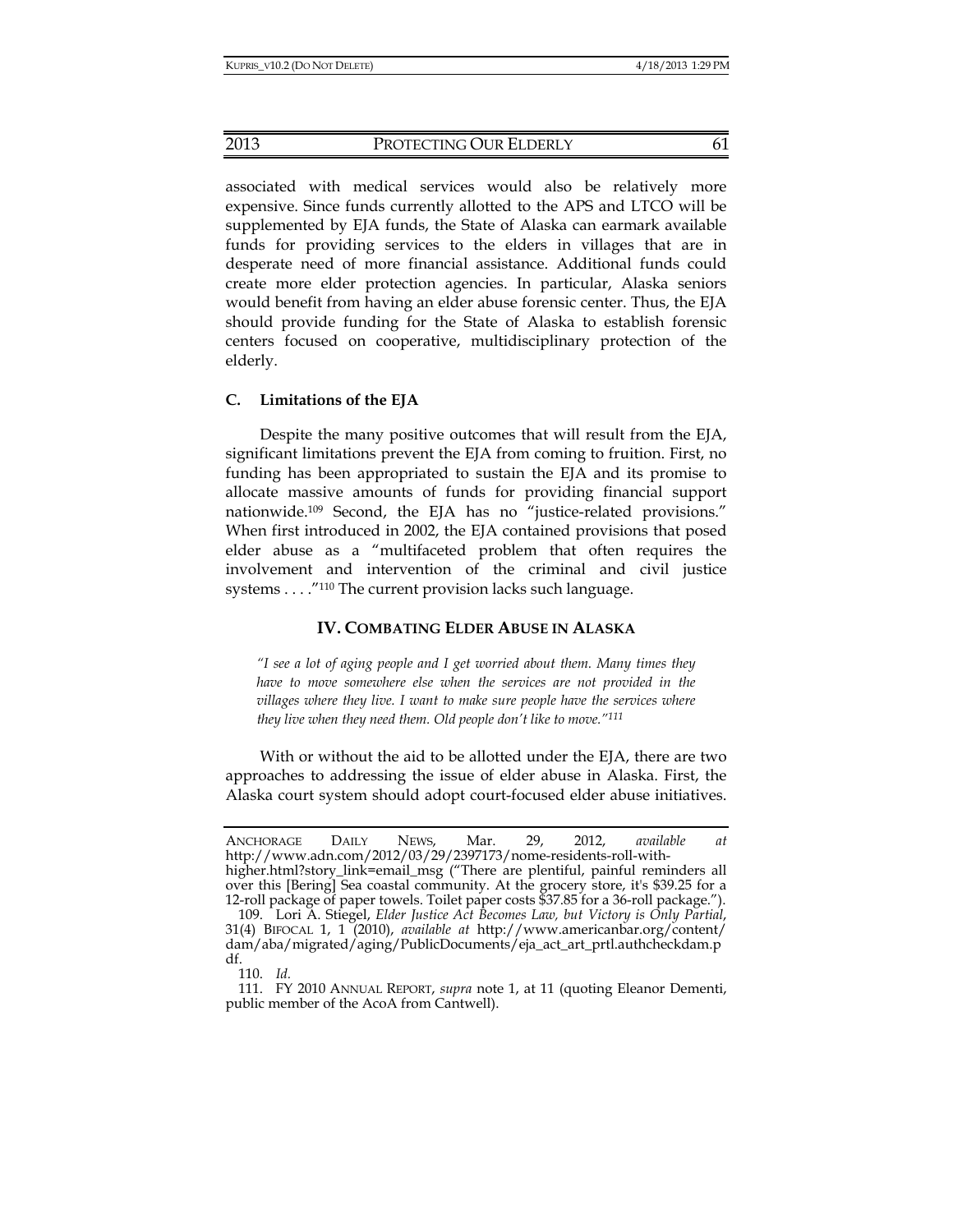associated with medical services would also be relatively more expensive. Since funds currently allotted to the APS and LTCO will be supplemented by EJA funds, the State of Alaska can earmark available funds for providing services to the elders in villages that are in desperate need of more financial assistance. Additional funds could create more elder protection agencies. In particular, Alaska seniors would benefit from having an elder abuse forensic center. Thus, the EJA should provide funding for the State of Alaska to establish forensic centers focused on cooperative, multidisciplinary protection of the elderly.

### C. Limitations of the EJA

Despite the many positive outcomes that will result from the EJA, significant limitations prevent the EJA from coming to fruition. First, no funding has been appropriated to sustain the EJA and its promise to allocate massive amounts of funds for providing financial support nationwide.[109] Second, the EJA has no "justice-related provisions." When first introduced in 2002, the EJA contained provisions that posed elder abuse as a "multifaceted problem that often requires the involvement and intervention of the criminal and civil justice systems . . . ."[110] The current provision lacks such language.

## IV. COMBATING ELDER ABUSE IN ALASKA

*"I see a lot of aging people and I get worried about them. Many times they have to move somewhere else when the services are not provided in the villages where they live. I want to make sure people have the services where they live when they need them. Old people don't like to move."[111]*

With or without the aid to be allotted under the EJA, there are two approaches to addressing the issue of elder abuse in Alaska. First, the Alaska court system should adopt court-focused elder abuse initiatives.

---

ANCHORAGE DAILY NEWS, Mar. 29, 2012, *available at* http://www.adn.com/2012/03/29/2397173/nome-residents-roll-with-higher.html?story_link=email_msg ("There are plentiful, painful reminders all over this [Bering] Sea coastal community. At the grocery store, it's $39.25 for a 12-roll package of paper towels. Toilet paper costs $37.85 for a 36-roll package.").

109. Lori A. Stiegel, *Elder Justice Act Becomes Law, but Victory is Only Partial*, 31(4) BIFOCAL 1, 1 (2010), *available at* http://www.americanbar.org/content/dam/aba/migrated/aging/PublicDocuments/eja_act_art_prtl.authcheckdam.pdf.

110. *Id.*

111. FY 2010 ANNUAL REPORT, *supra* note 1, at 11 (quoting Eleanor Dementi, public member of the AcoA from Cantwell).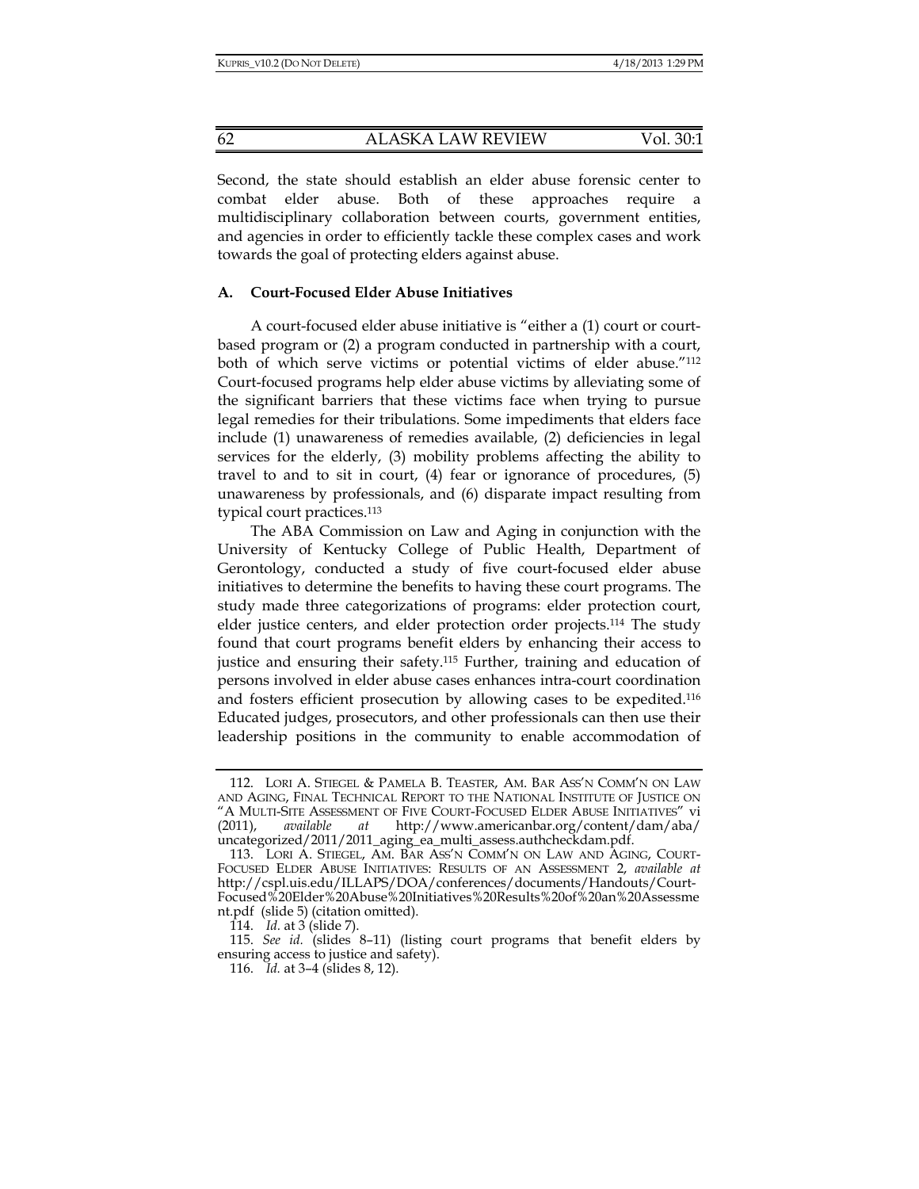Second, the state should establish an elder abuse forensic center to combat elder abuse. Both of these approaches require a multidisciplinary collaboration between courts, government entities, and agencies in order to efficiently tackle these complex cases and work towards the goal of protecting elders against abuse.

### A. Court-Focused Elder Abuse Initiatives

A court-focused elder abuse initiative is "either a (1) court or court-based program or (2) a program conducted in partnership with a court, both of which serve victims or potential victims of elder abuse."[112] Court-focused programs help elder abuse victims by alleviating some of the significant barriers that these victims face when trying to pursue legal remedies for their tribulations. Some impediments that elders face include (1) unawareness of remedies available, (2) deficiencies in legal services for the elderly, (3) mobility problems affecting the ability to travel to and to sit in court, (4) fear or ignorance of procedures, (5) unawareness by professionals, and (6) disparate impact resulting from typical court practices.[113]

The ABA Commission on Law and Aging in conjunction with the University of Kentucky College of Public Health, Department of Gerontology, conducted a study of five court-focused elder abuse initiatives to determine the benefits to having these court programs. The study made three categorizations of programs: elder protection court, elder justice centers, and elder protection order projects.[114] The study found that court programs benefit elders by enhancing their access to justice and ensuring their safety.[115] Further, training and education of persons involved in elder abuse cases enhances intra-court coordination and fosters efficient prosecution by allowing cases to be expedited.[116] Educated judges, prosecutors, and other professionals can then use their leadership positions in the community to enable accommodation of

---

112. LORI A. STIEGEL & PAMELA B. TEASTER, AM. BAR ASS'N COMM'N ON LAW AND AGING, FINAL TECHNICAL REPORT TO THE NATIONAL INSTITUTE OF JUSTICE ON "A MULTI-SITE ASSESSMENT OF FIVE COURT-FOCUSED ELDER ABUSE INITIATIVES" vi (2011), *available at* http://www.americanbar.org/content/dam/aba/uncategorized/2011/2011_aging_ea_multi_assess.authcheckdam.pdf.

113. LORI A. STIEGEL, AM. BAR ASS'N COMM'N ON LAW AND AGING, COURT-FOCUSED ELDER ABUSE INITIATIVES: RESULTS OF AN ASSESSMENT 2, *available at* http://cspl.uis.edu/ILLAPS/DOA/conferences/documents/Handouts/Court-Focused%20Elder%20Abuse%20Initiatives%20Results%20of%20an%20Assessment.pdf (slide 5) (citation omitted).

114. *Id.* at 3 (slide 7).

115. *See id.* (slides 8–11) (listing court programs that benefit elders by ensuring access to justice and safety).

116. *Id.* at 3–4 (slides 8, 12).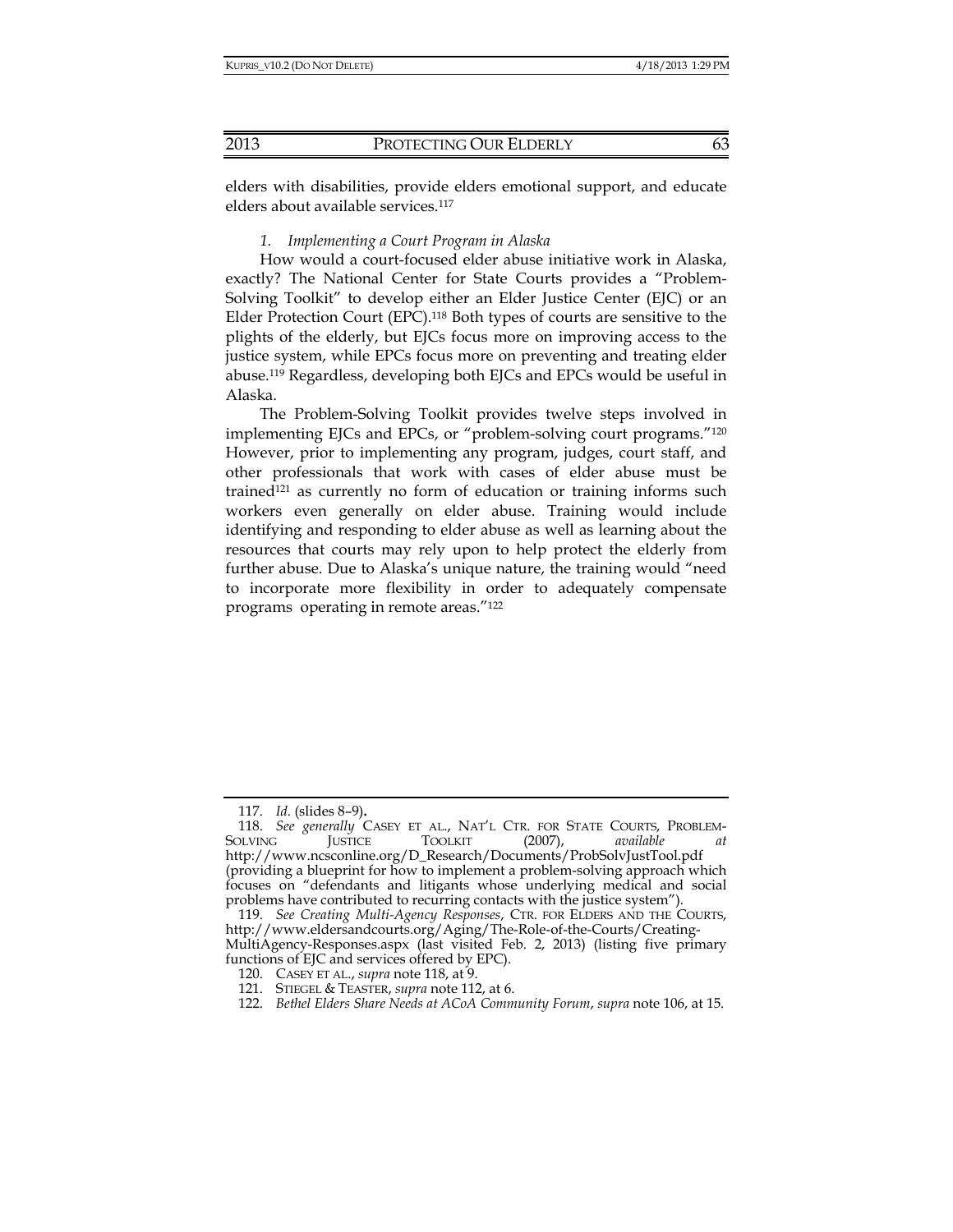elders with disabilities, provide elders emotional support, and educate elders about available services.[117]

*1. Implementing a Court Program in Alaska*

How would a court-focused elder abuse initiative work in Alaska, exactly? The National Center for State Courts provides a "Problem-Solving Toolkit" to develop either an Elder Justice Center (EJC) or an Elder Protection Court (EPC).[118] Both types of courts are sensitive to the plights of the elderly, but EJCs focus more on improving access to the justice system, while EPCs focus more on preventing and treating elder abuse.[119] Regardless, developing both EJCs and EPCs would be useful in Alaska.

The Problem-Solving Toolkit provides twelve steps involved in implementing EJCs and EPCs, or "problem-solving court programs."[120] However, prior to implementing any program, judges, court staff, and other professionals that work with cases of elder abuse must be trained[121] as currently no form of education or training informs such workers even generally on elder abuse. Training would include identifying and responding to elder abuse as well as learning about the resources that courts may rely upon to help protect the elderly from further abuse. Due to Alaska's unique nature, the training would "need to incorporate more flexibility in order to adequately compensate programs operating in remote areas."[122]

---

117. *Id.* (slides 8–9).

118. *See generally* CASEY ET AL., NAT'L CTR. FOR STATE COURTS, PROBLEM-SOLVING JUSTICE TOOLKIT (2007), *available at* http://www.ncsconline.org/D_Research/Documents/ProbSolvJustTool.pdf (providing a blueprint for how to implement a problem-solving approach which focuses on "defendants and litigants whose underlying medical and social problems have contributed to recurring contacts with the justice system").

119. *See Creating Multi-Agency Responses*, CTR. FOR ELDERS AND THE COURTS, http://www.eldersandcourts.org/Aging/The-Role-of-the-Courts/Creating-MultiAgency-Responses.aspx (last visited Feb. 2, 2013) (listing five primary functions of EJC and services offered by EPC).

120. CASEY ET AL., *supra* note 118, at 9.

121. STIEGEL & TEASTER, *supra* note 112, at 6.

122. *Bethel Elders Share Needs at ACoA Community Forum*, *supra* note 106, at 15.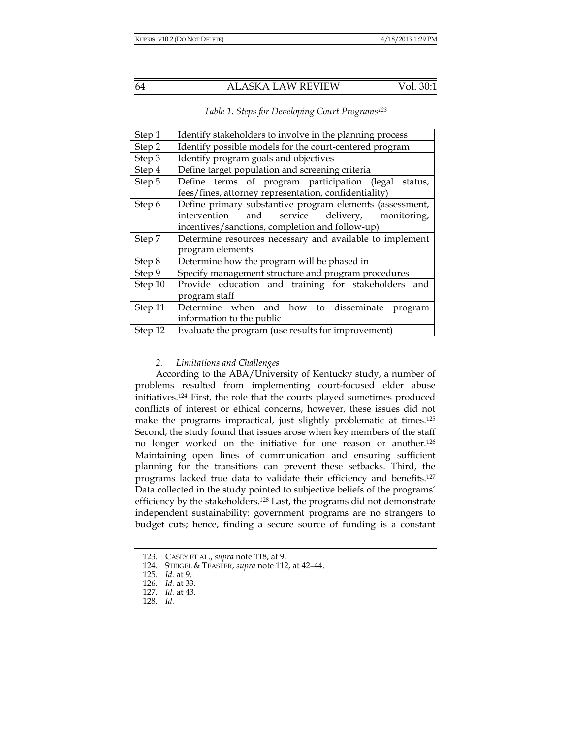*Table 1. Steps for Developing Court Programs*[123]

| | |
|---|---|
| Step 1 | Identify stakeholders to involve in the planning process |
| Step 2 | Identify possible models for the court-centered program |
| Step 3 | Identify program goals and objectives |
| Step 4 | Define target population and screening criteria |
| Step 5 | Define terms of program participation (legal status, fees/fines, attorney representation, confidentiality) |
| Step 6 | Define primary substantive program elements (assessment, intervention and service delivery, monitoring, incentives/sanctions, completion and follow-up) |
| Step 7 | Determine resources necessary and available to implement program elements |
| Step 8 | Determine how the program will be phased in |
| Step 9 | Specify management structure and program procedures |
| Step 10 | Provide education and training for stakeholders and program staff |
| Step 11 | Determine when and how to disseminate program information to the public |
| Step 12 | Evaluate the program (use results for improvement) |

### 2. *Limitations and Challenges*

According to the ABA/University of Kentucky study, a number of problems resulted from implementing court-focused elder abuse initiatives.[124] First, the role that the courts played sometimes produced conflicts of interest or ethical concerns, however, these issues did not make the programs impractical, just slightly problematic at times.[125] Second, the study found that issues arose when key members of the staff no longer worked on the initiative for one reason or another.[126] Maintaining open lines of communication and ensuring sufficient planning for the transitions can prevent these setbacks. Third, the programs lacked true data to validate their efficiency and benefits.[127] Data collected in the study pointed to subjective beliefs of the programs' efficiency by the stakeholders.[128] Last, the programs did not demonstrate independent sustainability: government programs are no strangers to budget cuts; hence, finding a secure source of funding is a constant

123. CASEY ET AL., *supra* note 118, at 9.
124. STEIGEL & TEASTER, *supra* note 112, at 42–44.
125. *Id.* at 9.
126. *Id.* at 33.
127. *Id.* at 43.
128. *Id.*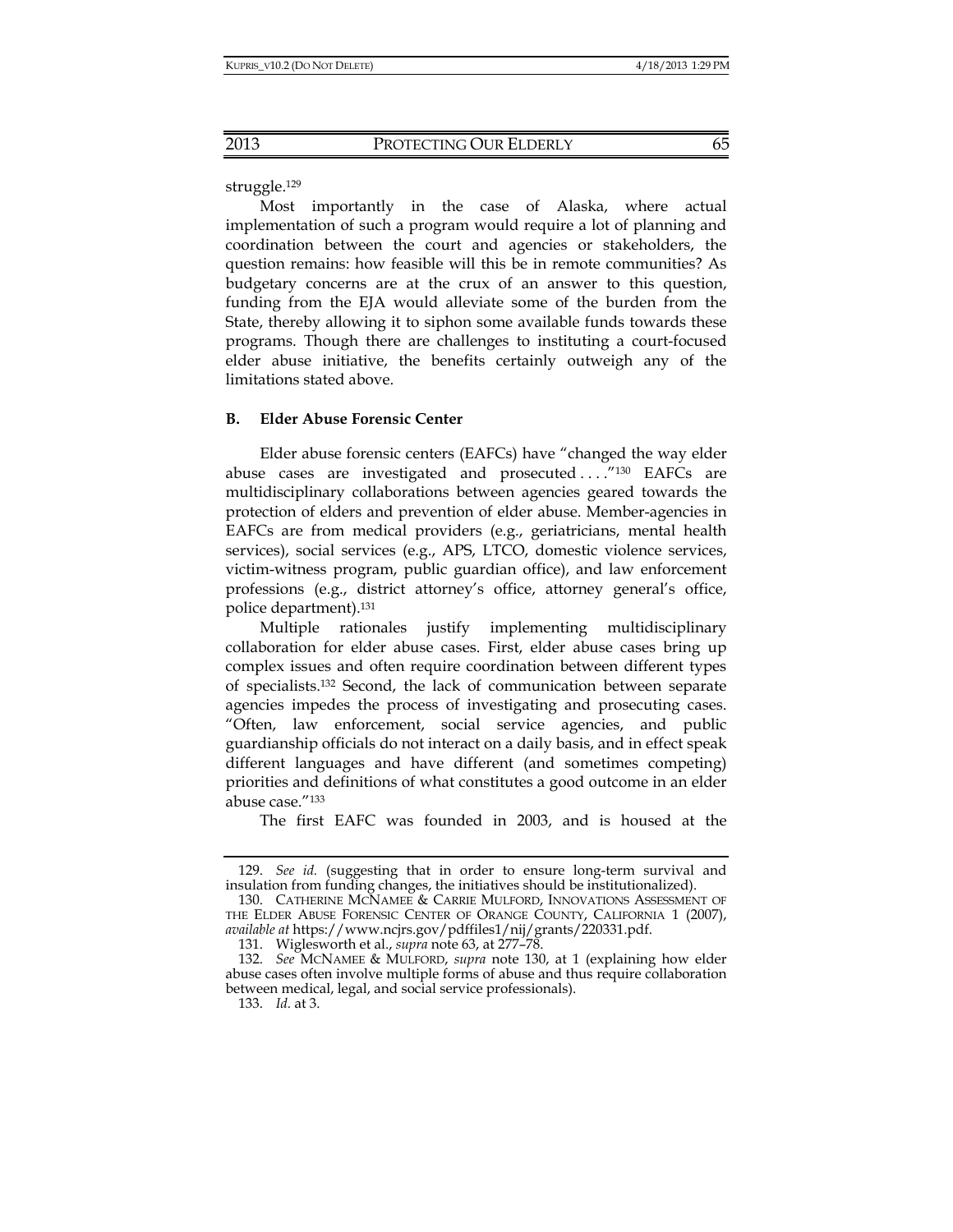struggle.[129]

Most importantly in the case of Alaska, where actual implementation of such a program would require a lot of planning and coordination between the court and agencies or stakeholders, the question remains: how feasible will this be in remote communities? As budgetary concerns are at the crux of an answer to this question, funding from the EJA would alleviate some of the burden from the State, thereby allowing it to siphon some available funds towards these programs. Though there are challenges to instituting a court-focused elder abuse initiative, the benefits certainly outweigh any of the limitations stated above.

### B. Elder Abuse Forensic Center

Elder abuse forensic centers (EAFCs) have "changed the way elder abuse cases are investigated and prosecuted . . . ."[130] EAFCs are multidisciplinary collaborations between agencies geared towards the protection of elders and prevention of elder abuse. Member-agencies in EAFCs are from medical providers (e.g., geriatricians, mental health services), social services (e.g., APS, LTCO, domestic violence services, victim-witness program, public guardian office), and law enforcement professions (e.g., district attorney's office, attorney general's office, police department).[131]

Multiple rationales justify implementing multidisciplinary collaboration for elder abuse cases. First, elder abuse cases bring up complex issues and often require coordination between different types of specialists.[132] Second, the lack of communication between separate agencies impedes the process of investigating and prosecuting cases. "Often, law enforcement, social service agencies, and public guardianship officials do not interact on a daily basis, and in effect speak different languages and have different (and sometimes competing) priorities and definitions of what constitutes a good outcome in an elder abuse case."[133]

The first EAFC was founded in 2003, and is housed at the

---

129. *See id.* (suggesting that in order to ensure long-term survival and insulation from funding changes, the initiatives should be institutionalized).

130. CATHERINE MCNAMEE & CARRIE MULFORD, INNOVATIONS ASSESSMENT OF THE ELDER ABUSE FORENSIC CENTER OF ORANGE COUNTY, CALIFORNIA 1 (2007), *available at* https://www.ncjrs.gov/pdffiles1/nij/grants/220331.pdf.

131. Wiglesworth et al., *supra* note 63, at 277–78.

132. *See* MCNAMEE & MULFORD, *supra* note 130, at 1 (explaining how elder abuse cases often involve multiple forms of abuse and thus require collaboration between medical, legal, and social service professionals).

133. *Id.* at 3.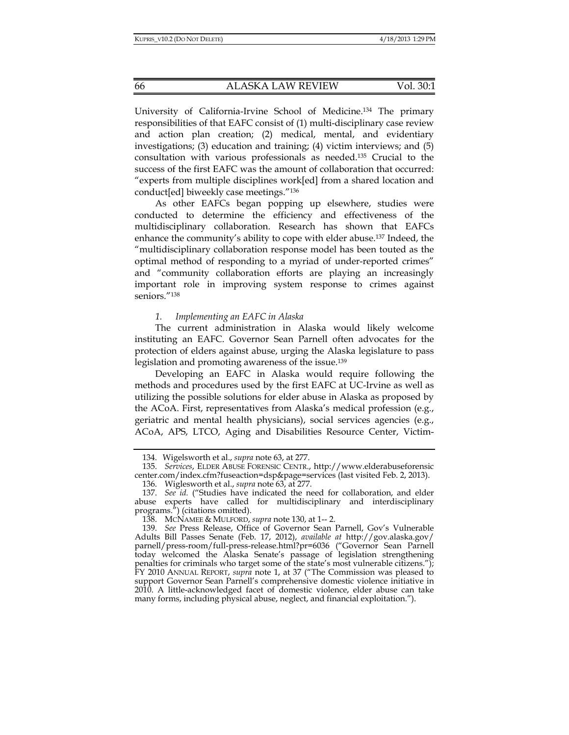University of California-Irvine School of Medicine.[134] The primary responsibilities of that EAFC consist of (1) multi-disciplinary case review and action plan creation; (2) medical, mental, and evidentiary investigations; (3) education and training; (4) victim interviews; and (5) consultation with various professionals as needed.[135] Crucial to the success of the first EAFC was the amount of collaboration that occurred: "experts from multiple disciplines work[ed] from a shared location and conduct[ed] biweekly case meetings."[136]

As other EAFCs began popping up elsewhere, studies were conducted to determine the efficiency and effectiveness of the multidisciplinary collaboration. Research has shown that EAFCs enhance the community's ability to cope with elder abuse.[137] Indeed, the "multidisciplinary collaboration response model has been touted as the optimal method of responding to a myriad of under-reported crimes" and "community collaboration efforts are playing an increasingly important role in improving system response to crimes against seniors."[138]

*1. Implementing an EAFC in Alaska*

The current administration in Alaska would likely welcome instituting an EAFC. Governor Sean Parnell often advocates for the protection of elders against abuse, urging the Alaska legislature to pass legislation and promoting awareness of the issue.[139]

Developing an EAFC in Alaska would require following the methods and procedures used by the first EAFC at UC-Irvine as well as utilizing the possible solutions for elder abuse in Alaska as proposed by the ACoA. First, representatives from Alaska's medical profession (e.g., geriatric and mental health physicians), social services agencies (e.g., ACoA, APS, LTCO, Aging and Disabilities Resource Center, Victim-

---

134. Wigelsworth et al., *supra* note 63, at 277.

135. *Services*, ELDER ABUSE FORENSIC CENTR., http://www.elderabuseforensiccenter.com/index.cfm?fuseaction=dsp&page=services (last visited Feb. 2, 2013).

136. Wiglesworth et al., *supra* note 63, at 277.

137. *See id.* ("Studies have indicated the need for collaboration, and elder abuse experts have called for multidisciplinary and interdisciplinary programs.") (citations omitted).

138. MCNAMEE & MULFORD, *supra* note 130, at 1-- 2.

139. *See* Press Release, Office of Governor Sean Parnell, Gov's Vulnerable Adults Bill Passes Senate (Feb. 17, 2012), *available at* http://gov.alaska.gov/parnell/press-room/full-press-release.html?pr=6036 ("Governor Sean Parnell today welcomed the Alaska Senate's passage of legislation strengthening penalties for criminals who target some of the state's most vulnerable citizens."); FY 2010 ANNUAL REPORT, *supra* note 1, at 37 ("The Commission was pleased to support Governor Sean Parnell's comprehensive domestic violence initiative in 2010. A little-acknowledged facet of domestic violence, elder abuse can take many forms, including physical abuse, neglect, and financial exploitation.").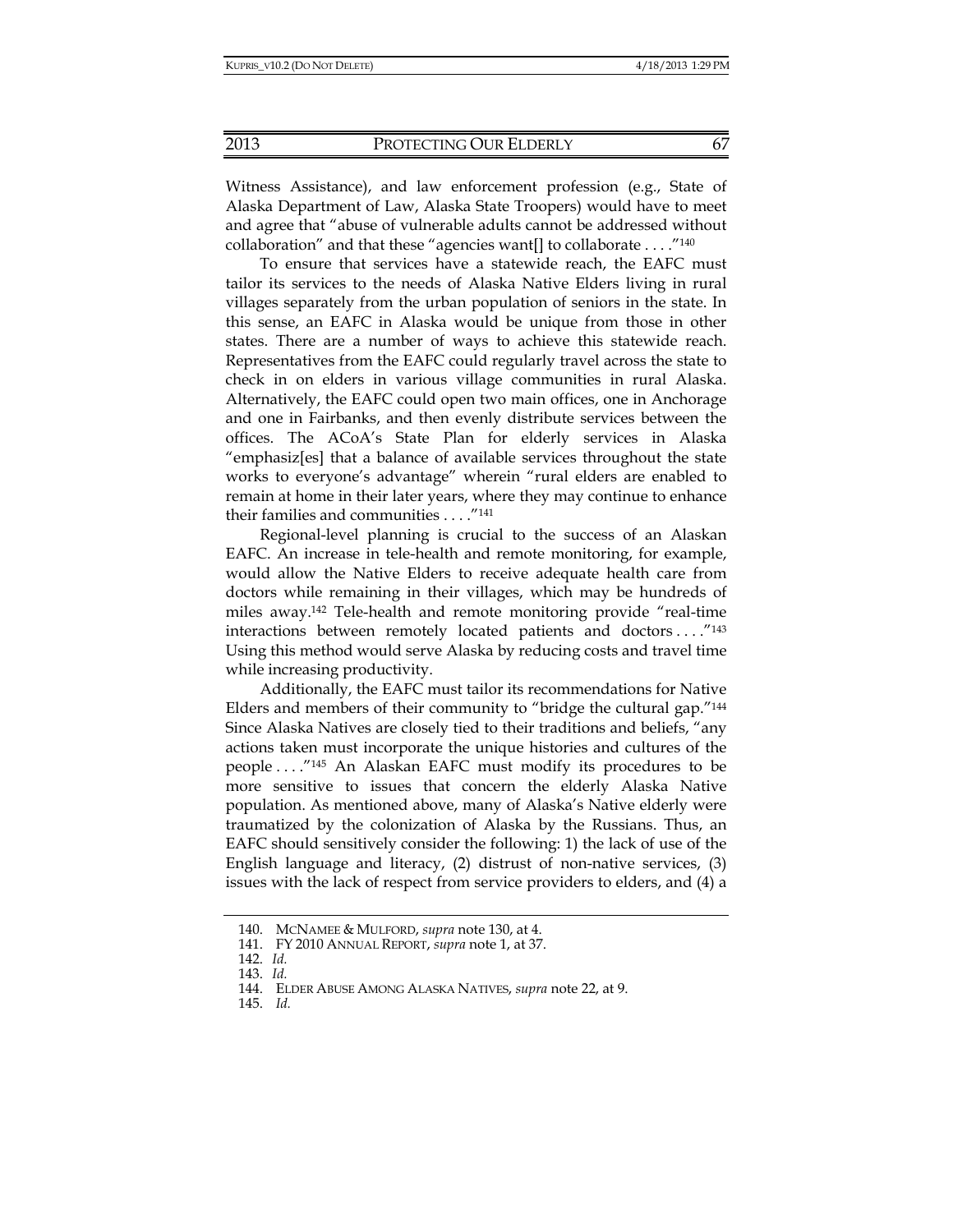Witness Assistance), and law enforcement profession (e.g., State of Alaska Department of Law, Alaska State Troopers) would have to meet and agree that "abuse of vulnerable adults cannot be addressed without collaboration" and that these "agencies want[] to collaborate . . . ."[140]

To ensure that services have a statewide reach, the EAFC must tailor its services to the needs of Alaska Native Elders living in rural villages separately from the urban population of seniors in the state. In this sense, an EAFC in Alaska would be unique from those in other states. There are a number of ways to achieve this statewide reach. Representatives from the EAFC could regularly travel across the state to check in on elders in various village communities in rural Alaska. Alternatively, the EAFC could open two main offices, one in Anchorage and one in Fairbanks, and then evenly distribute services between the offices. The ACoA's State Plan for elderly services in Alaska "emphasiz[es] that a balance of available services throughout the state works to everyone's advantage" wherein "rural elders are enabled to remain at home in their later years, where they may continue to enhance their families and communities . . . ."[141]

Regional-level planning is crucial to the success of an Alaskan EAFC. An increase in tele-health and remote monitoring, for example, would allow the Native Elders to receive adequate health care from doctors while remaining in their villages, which may be hundreds of miles away.[142] Tele-health and remote monitoring provide "real-time interactions between remotely located patients and doctors . . . ."[143] Using this method would serve Alaska by reducing costs and travel time while increasing productivity.

Additionally, the EAFC must tailor its recommendations for Native Elders and members of their community to "bridge the cultural gap."[144] Since Alaska Natives are closely tied to their traditions and beliefs, "any actions taken must incorporate the unique histories and cultures of the people . . . ."[145] An Alaskan EAFC must modify its procedures to be more sensitive to issues that concern the elderly Alaska Native population. As mentioned above, many of Alaska's Native elderly were traumatized by the colonization of Alaska by the Russians. Thus, an EAFC should sensitively consider the following: 1) the lack of use of the English language and literacy, (2) distrust of non-native services, (3) issues with the lack of respect from service providers to elders, and (4) a

---

140. MCNAMEE & MULFORD, *supra* note 130, at 4.

141. FY 2010 ANNUAL REPORT, *supra* note 1, at 37.

142. *Id.*

143. *Id.*

144. ELDER ABUSE AMONG ALASKA NATIVES, *supra* note 22, at 9.

145. *Id.*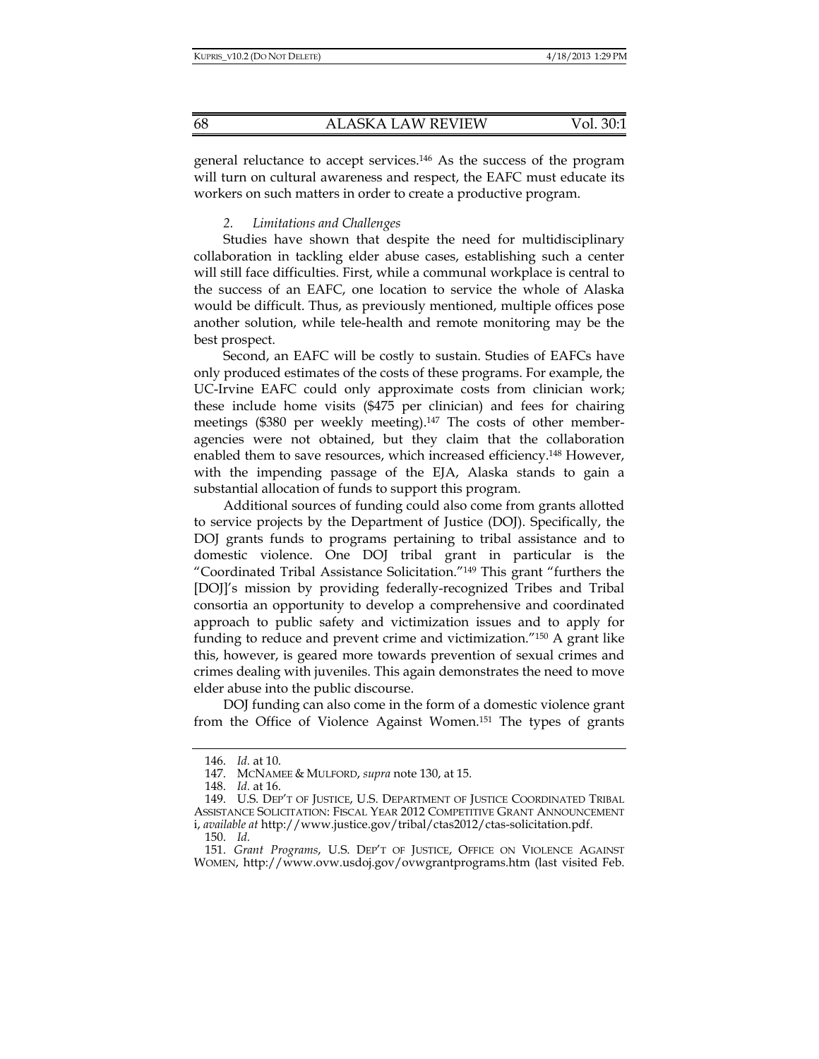general reluctance to accept services.[146] As the success of the program will turn on cultural awareness and respect, the EAFC must educate its workers on such matters in order to create a productive program.

### *2. Limitations and Challenges*

Studies have shown that despite the need for multidisciplinary collaboration in tackling elder abuse cases, establishing such a center will still face difficulties. First, while a communal workplace is central to the success of an EAFC, one location to service the whole of Alaska would be difficult. Thus, as previously mentioned, multiple offices pose another solution, while tele-health and remote monitoring may be the best prospect.

Second, an EAFC will be costly to sustain. Studies of EAFCs have only produced estimates of the costs of these programs. For example, the UC-Irvine EAFC could only approximate costs from clinician work; these include home visits ($475 per clinician) and fees for chairing meetings ($380 per weekly meeting).[147] The costs of other member-agencies were not obtained, but they claim that the collaboration enabled them to save resources, which increased efficiency.[148] However, with the impending passage of the EJA, Alaska stands to gain a substantial allocation of funds to support this program.

Additional sources of funding could also come from grants allotted to service projects by the Department of Justice (DOJ). Specifically, the DOJ grants funds to programs pertaining to tribal assistance and to domestic violence. One DOJ tribal grant in particular is the "Coordinated Tribal Assistance Solicitation."[149] This grant "furthers the [DOJ]'s mission by providing federally-recognized Tribes and Tribal consortia an opportunity to develop a comprehensive and coordinated approach to public safety and victimization issues and to apply for funding to reduce and prevent crime and victimization."[150] A grant like this, however, is geared more towards prevention of sexual crimes and crimes dealing with juveniles. This again demonstrates the need to move elder abuse into the public discourse.

DOJ funding can also come in the form of a domestic violence grant from the Office of Violence Against Women.[151] The types of grants

---

146. *Id.* at 10.

147. MCNAMEE & MULFORD, *supra* note 130, at 15.

148. *Id.* at 16.

149. U.S. DEP'T OF JUSTICE, U.S. DEPARTMENT OF JUSTICE COORDINATED TRIBAL ASSISTANCE SOLICITATION: FISCAL YEAR 2012 COMPETITIVE GRANT ANNOUNCEMENT i, *available at* http://www.justice.gov/tribal/ctas2012/ctas-solicitation.pdf.

150. *Id.*

151. *Grant Programs*, U.S. DEP'T OF JUSTICE, OFFICE ON VIOLENCE AGAINST WOMEN, http://www.ovw.usdoj.gov/ovwgrantprograms.htm (last visited Feb.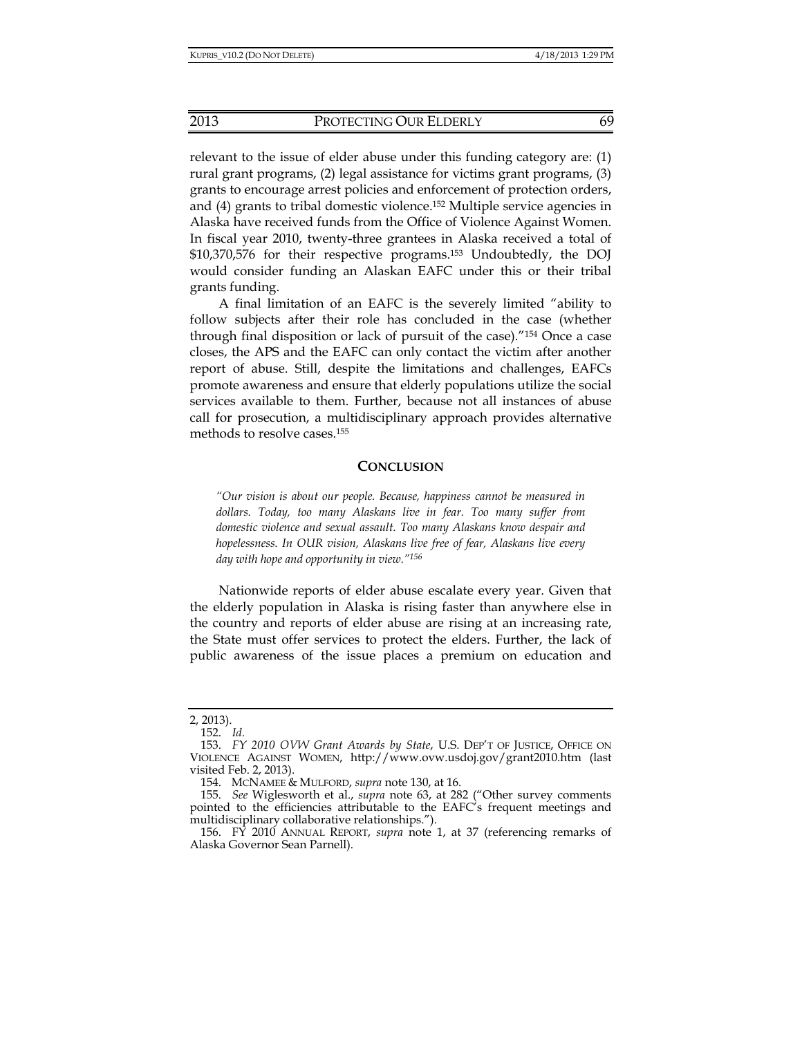relevant to the issue of elder abuse under this funding category are: (1) rural grant programs, (2) legal assistance for victims grant programs, (3) grants to encourage arrest policies and enforcement of protection orders, and (4) grants to tribal domestic violence.[152] Multiple service agencies in Alaska have received funds from the Office of Violence Against Women. In fiscal year 2010, twenty-three grantees in Alaska received a total of $10,370,576 for their respective programs.[153] Undoubtedly, the DOJ would consider funding an Alaskan EAFC under this or their tribal grants funding.

A final limitation of an EAFC is the severely limited "ability to follow subjects after their role has concluded in the case (whether through final disposition or lack of pursuit of the case)."[154] Once a case closes, the APS and the EAFC can only contact the victim after another report of abuse. Still, despite the limitations and challenges, EAFCs promote awareness and ensure that elderly populations utilize the social services available to them. Further, because not all instances of abuse call for prosecution, a multidisciplinary approach provides alternative methods to resolve cases.[155]

## CONCLUSION

*"Our vision is about our people. Because, happiness cannot be measured in dollars. Today, too many Alaskans live in fear. Too many suffer from domestic violence and sexual assault. Too many Alaskans know despair and hopelessness. In OUR vision, Alaskans live free of fear, Alaskans live every day with hope and opportunity in view."*[156]

Nationwide reports of elder abuse escalate every year. Given that the elderly population in Alaska is rising faster than anywhere else in the country and reports of elder abuse are rising at an increasing rate, the State must offer services to protect the elders. Further, the lack of public awareness of the issue places a premium on education and

---

2, 2013).

152. *Id.*

153. *FY 2010 OVW Grant Awards by State*, U.S. DEP'T OF JUSTICE, OFFICE ON VIOLENCE AGAINST WOMEN, http://www.ovw.usdoj.gov/grant2010.htm (last visited Feb. 2, 2013).

154. MCNAMEE & MULFORD, *supra* note 130, at 16.

155. *See* Wiglesworth et al., *supra* note 63, at 282 ("Other survey comments pointed to the efficiencies attributable to the EAFC's frequent meetings and multidisciplinary collaborative relationships.").

156. FY 2010 ANNUAL REPORT, *supra* note 1, at 37 (referencing remarks of Alaska Governor Sean Parnell).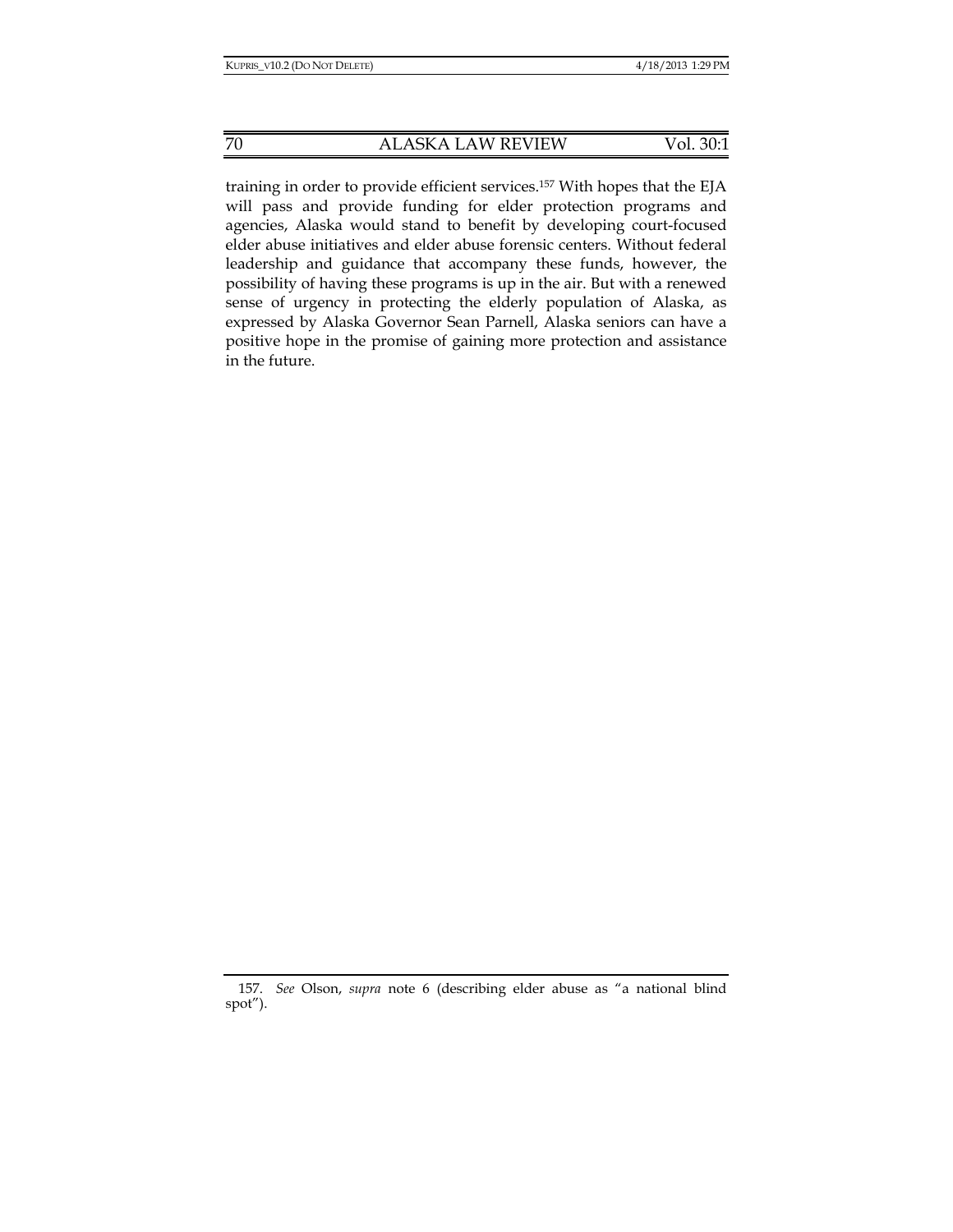training in order to provide efficient services.[157] With hopes that the EJA will pass and provide funding for elder protection programs and agencies, Alaska would stand to benefit by developing court-focused elder abuse initiatives and elder abuse forensic centers. Without federal leadership and guidance that accompany these funds, however, the possibility of having these programs is up in the air. But with a renewed sense of urgency in protecting the elderly population of Alaska, as expressed by Alaska Governor Sean Parnell, Alaska seniors can have a positive hope in the promise of gaining more protection and assistance in the future.

---

157. *See* Olson, *supra* note 6 (describing elder abuse as "a national blind spot").